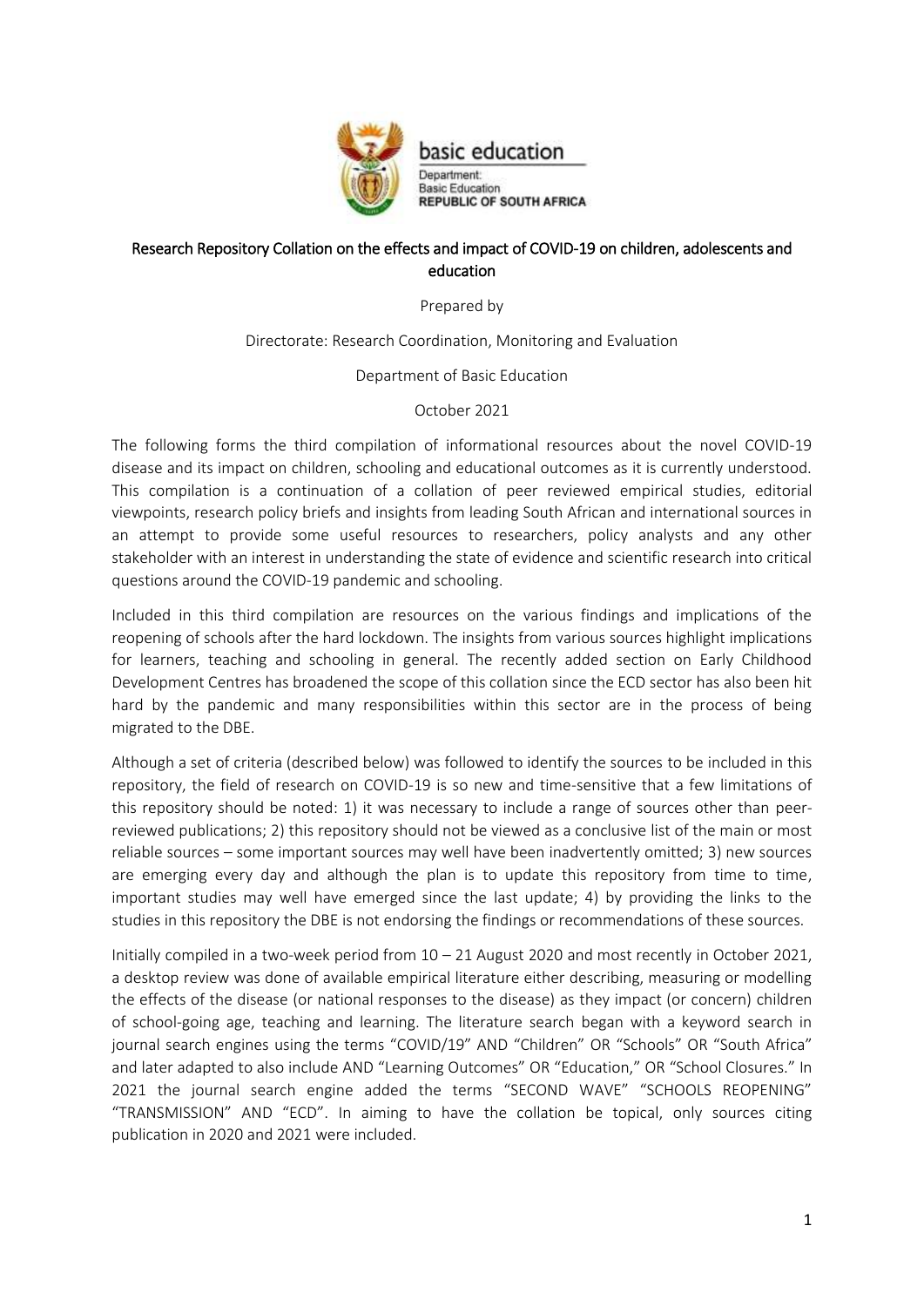basic education

Department:
Basic Education
REPUBLIC OF SOUTH AFRICA

# Research Repository Collation on the effects and impact of COVID-19 on children, adolescents and education

Prepared by

Directorate: Research Coordination, Monitoring and Evaluation

Department of Basic Education

October 2021

The following forms the third compilation of informational resources about the novel COVID-19 disease and its impact on children, schooling and educational outcomes as it is currently understood. This compilation is a continuation of a collation of peer reviewed empirical studies, editorial viewpoints, research policy briefs and insights from leading South African and international sources in an attempt to provide some useful resources to researchers, policy analysts and any other stakeholder with an interest in understanding the state of evidence and scientific research into critical questions around the COVID-19 pandemic and schooling.

Included in this third compilation are resources on the various findings and implications of the reopening of schools after the hard lockdown. The insights from various sources highlight implications for learners, teaching and schooling in general. The recently added section on Early Childhood Development Centres has broadened the scope of this collation since the ECD sector has also been hit hard by the pandemic and many responsibilities within this sector are in the process of being migrated to the DBE.

Although a set of criteria (described below) was followed to identify the sources to be included in this repository, the field of research on COVID-19 is so new and time-sensitive that a few limitations of this repository should be noted: 1) it was necessary to include a range of sources other than peer-reviewed publications; 2) this repository should not be viewed as a conclusive list of the main or most reliable sources – some important sources may well have been inadvertently omitted; 3) new sources are emerging every day and although the plan is to update this repository from time to time, important studies may well have emerged since the last update; 4) by providing the links to the studies in this repository the DBE is not endorsing the findings or recommendations of these sources.

Initially compiled in a two-week period from 10 – 21 August 2020 and most recently in October 2021, a desktop review was done of available empirical literature either describing, measuring or modelling the effects of the disease (or national responses to the disease) as they impact (or concern) children of school-going age, teaching and learning. The literature search began with a keyword search in journal search engines using the terms "COVID/19" AND "Children" OR "Schools" OR "South Africa" and later adapted to also include AND "Learning Outcomes" OR "Education," OR "School Closures." In 2021 the journal search engine added the terms "SECOND WAVE" "SCHOOLS REOPENING" "TRANSMISSION" AND "ECD". In aiming to have the collation be topical, only sources citing publication in 2020 and 2021 were included.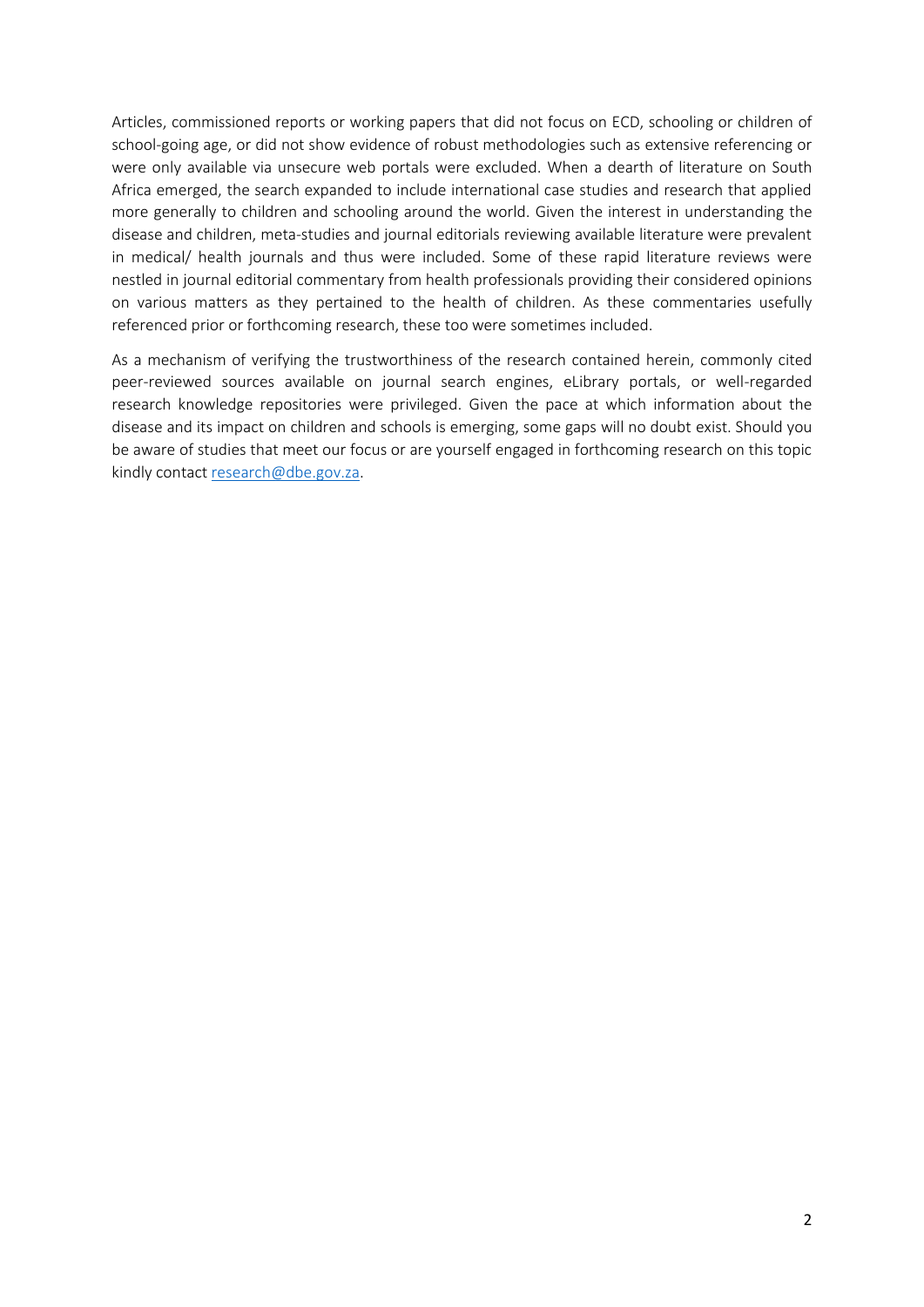Articles, commissioned reports or working papers that did not focus on ECD, schooling or children of school-going age, or did not show evidence of robust methodologies such as extensive referencing or were only available via unsecure web portals were excluded. When a dearth of literature on South Africa emerged, the search expanded to include international case studies and research that applied more generally to children and schooling around the world. Given the interest in understanding the disease and children, meta-studies and journal editorials reviewing available literature were prevalent in medical/ health journals and thus were included. Some of these rapid literature reviews were nestled in journal editorial commentary from health professionals providing their considered opinions on various matters as they pertained to the health of children. As these commentaries usefully referenced prior or forthcoming research, these too were sometimes included.

As a mechanism of verifying the trustworthiness of the research contained herein, commonly cited peer-reviewed sources available on journal search engines, eLibrary portals, or well-regarded research knowledge repositories were privileged. Given the pace at which information about the disease and its impact on children and schools is emerging, some gaps will no doubt exist. Should you be aware of studies that meet our focus or are yourself engaged in forthcoming research on this topic kindly contact research@dbe.gov.za.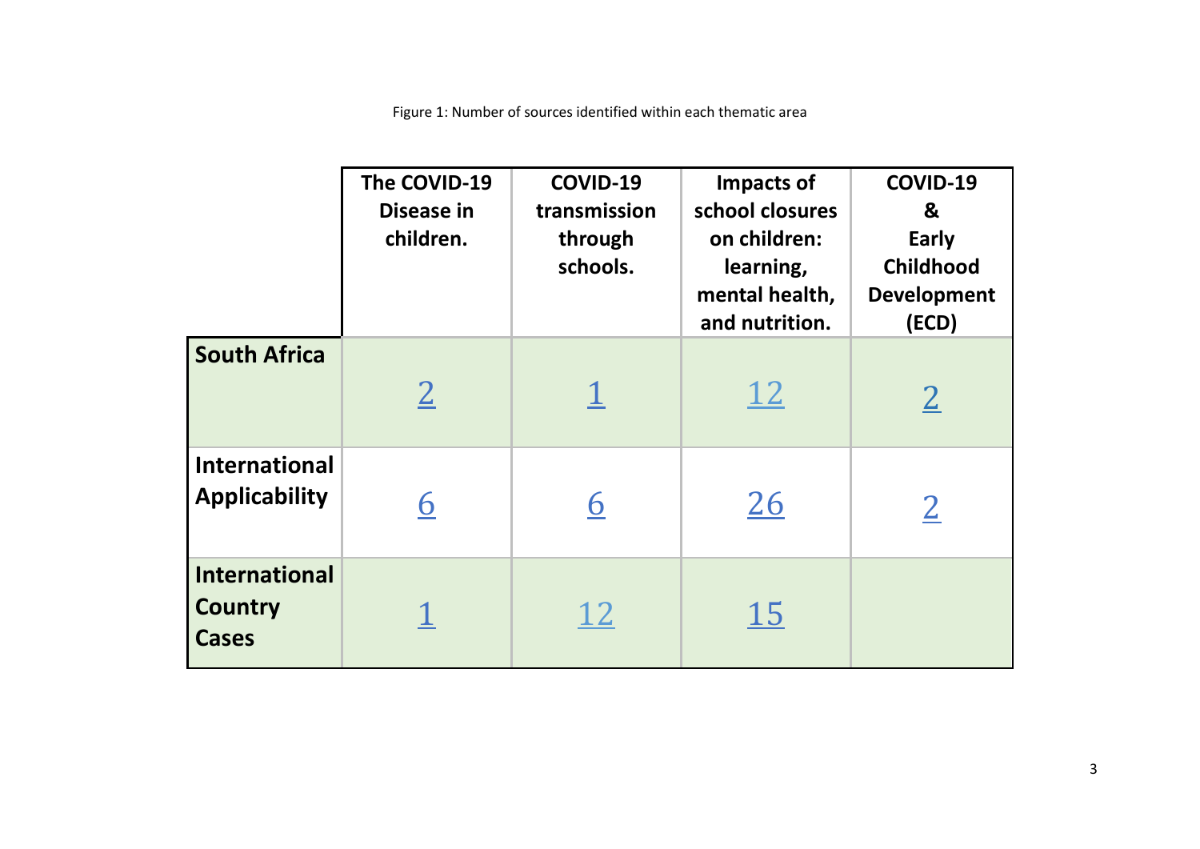Figure 1: Number of sources identified within each thematic area

| | The COVID-19 Disease in children. | COVID-19 transmission through schools. | Impacts of school closures on children: learning, mental health, and nutrition. | COVID-19 & Early Childhood Development (ECD) |
|---|---|---|---|---|
| **South Africa** | 2 | 1 | 12 | 2 |
| **International Applicability** | 6 | 6 | 26 | 2 |
| **International Country Cases** | 1 | 12 | 15 | |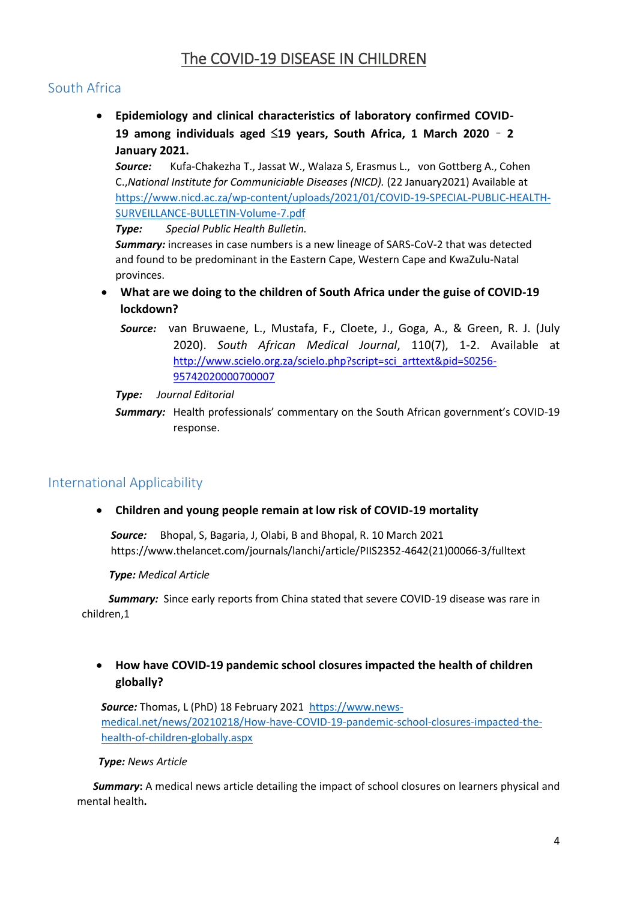# The COVID-19 DISEASE IN CHILDREN

## South Africa

- **Epidemiology and clinical characteristics of laboratory confirmed COVID-19 among individuals aged ≤19 years, South Africa, 1 March 2020 – 2 January 2021.**

  ***Source:*** Kufa-Chakezha T., Jassat W., Walaza S, Erasmus L., von Gottberg A., Cohen C.,*National Institute for Communiciable Diseases (NICD).* (22 January2021) Available at https://www.nicd.ac.za/wp-content/uploads/2021/01/COVID-19-SPECIAL-PUBLIC-HEALTH-SURVEILLANCE-BULLETIN-Volume-7.pdf

  ***Type:*** *Special Public Health Bulletin.*

  ***Summary:*** increases in case numbers is a new lineage of SARS-CoV-2 that was detected and found to be predominant in the Eastern Cape, Western Cape and KwaZulu-Natal provinces.

- **What are we doing to the children of South Africa under the guise of COVID-19 lockdown?**

  ***Source:*** van Bruwaene, L., Mustafa, F., Cloete, J., Goga, A., & Green, R. J. (July 2020). *South African Medical Journal*, 110(7), 1-2. Available at http://www.scielo.org.za/scielo.php?script=sci_arttext&pid=S0256-95742020000700007

  ***Type:*** *Journal Editorial*

  ***Summary:*** Health professionals' commentary on the South African government's COVID-19 response.

## International Applicability

- **Children and young people remain at low risk of COVID-19 mortality**

  ***Source:*** Bhopal, S, Bagaria, J, Olabi, B and Bhopal, R. 10 March 2021 https://www.thelancet.com/journals/lanchi/article/PIIS2352-4642(21)00066-3/fulltext

  ***Type:*** *Medical Article*

  ***Summary:*** Since early reports from China stated that severe COVID-19 disease was rare in children,1

- **How have COVID-19 pandemic school closures impacted the health of children globally?**

  ***Source:*** Thomas, L (PhD) 18 February 2021 https://www.news-medical.net/news/20210218/How-have-COVID-19-pandemic-school-closures-impacted-the-health-of-children-globally.aspx

  ***Type:*** *News Article*

  ***Summary*:** A medical news article detailing the impact of school closures on learners physical and mental health**.**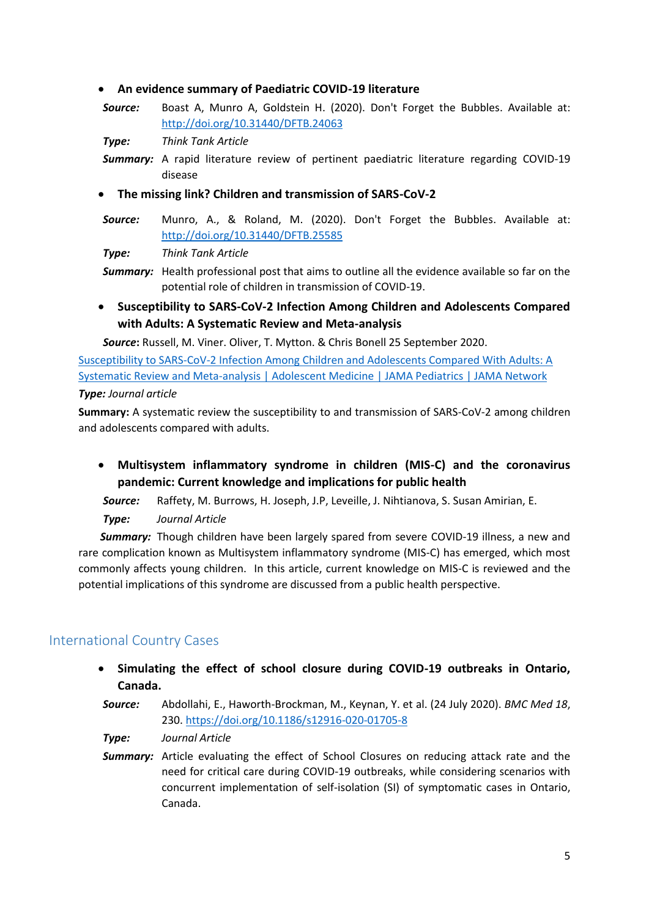- **An evidence summary of Paediatric COVID-19 literature**

  ***Source:*** Boast A, Munro A, Goldstein H. (2020). Don't Forget the Bubbles. Available at: http://doi.org/10.31440/DFTB.24063

  ***Type:*** *Think Tank Article*

  ***Summary:*** A rapid literature review of pertinent paediatric literature regarding COVID-19 disease

- **The missing link? Children and transmission of SARS-CoV-2**

  ***Source:*** Munro, A., & Roland, M. (2020). Don't Forget the Bubbles. Available at: http://doi.org/10.31440/DFTB.25585

  ***Type:*** *Think Tank Article*

  ***Summary:*** Health professional post that aims to outline all the evidence available so far on the potential role of children in transmission of COVID-19.

- **Susceptibility to SARS-CoV-2 Infection Among Children and Adolescents Compared with Adults: A Systematic Review and Meta-analysis**

  ***Source*:** Russell, M. Viner. Oliver, T. Mytton. & Chris Bonell 25 September 2020.

Susceptibility to SARS-CoV-2 Infection Among Children and Adolescents Compared With Adults: A Systematic Review and Meta-analysis | Adolescent Medicine | JAMA Pediatrics | JAMA Network

***Type:*** *Journal article*

**Summary:** A systematic review the susceptibility to and transmission of SARS-CoV-2 among children and adolescents compared with adults.

- **Multisystem inflammatory syndrome in children (MIS-C) and the coronavirus pandemic: Current knowledge and implications for public health**

  ***Source:*** Raffety, M. Burrows, H. Joseph, J.P, Leveille, J. Nihtianova, S. Susan Amirian, E.

  ***Type:*** *Journal Article*

  ***Summary:*** Though children have been largely spared from severe COVID-19 illness, a new and rare complication known as Multisystem inflammatory syndrome (MIS-C) has emerged, which most commonly affects young children. In this article, current knowledge on MIS-C is reviewed and the potential implications of this syndrome are discussed from a public health perspective.

## International Country Cases

- **Simulating the effect of school closure during COVID-19 outbreaks in Ontario, Canada.**

  ***Source:*** Abdollahi, E., Haworth-Brockman, M., Keynan, Y. et al. (24 July 2020). *BMC Med 18*, 230. https://doi.org/10.1186/s12916-020-01705-8

  ***Type:*** *Journal Article*

  ***Summary:*** Article evaluating the effect of School Closures on reducing attack rate and the need for critical care during COVID-19 outbreaks, while considering scenarios with concurrent implementation of self-isolation (SI) of symptomatic cases in Ontario, Canada.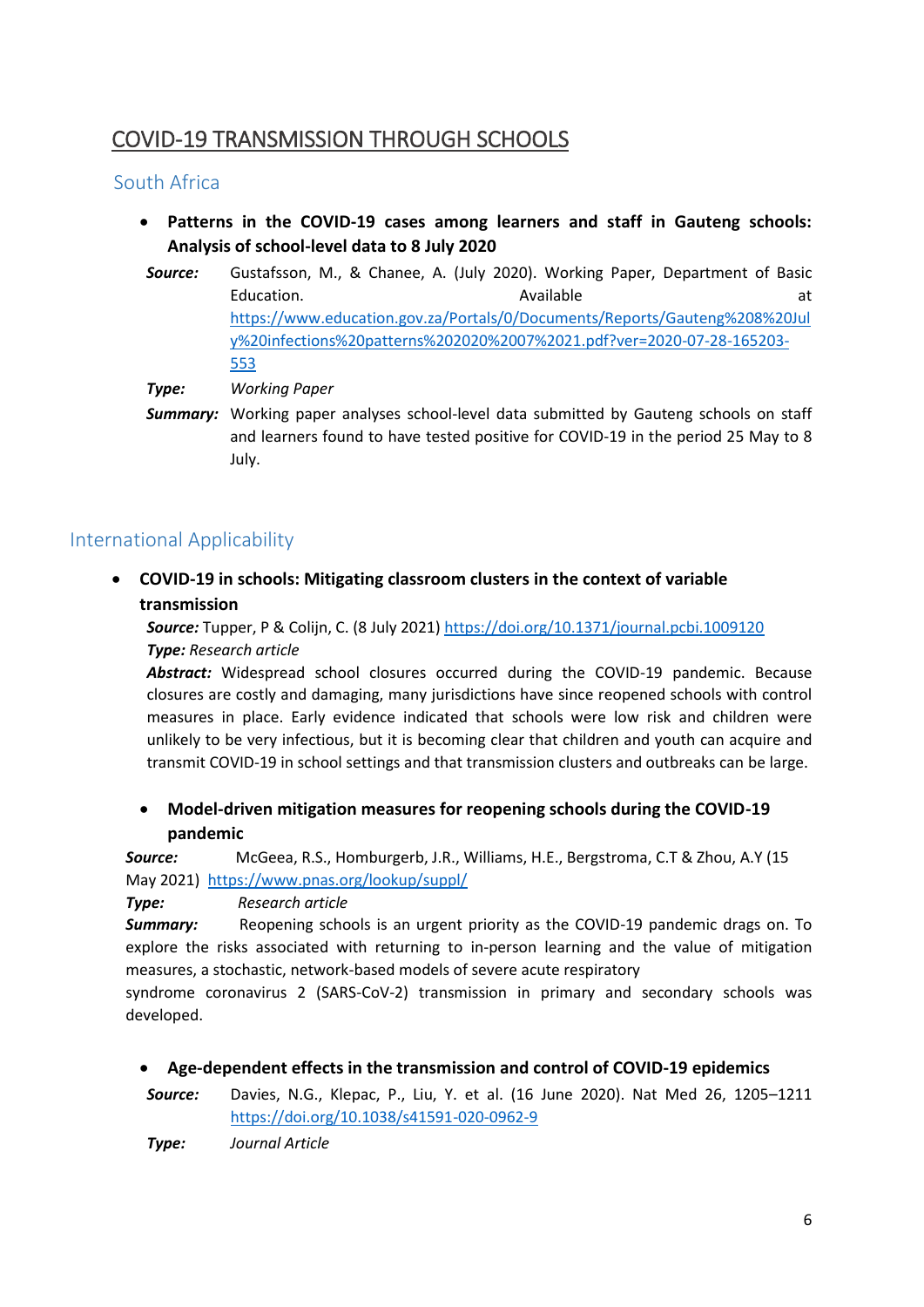# COVID-19 TRANSMISSION THROUGH SCHOOLS

## South Africa

- **Patterns in the COVID-19 cases among learners and staff in Gauteng schools: Analysis of school-level data to 8 July 2020**

**Source:** Gustafsson, M., & Chanee, A. (July 2020). Working Paper, Department of Basic Education. Available at https://www.education.gov.za/Portals/0/Documents/Reports/Gauteng%208%20July%20infections%20patterns%202020%2007%2021.pdf?ver=2020-07-28-165203-553

**Type:** *Working Paper*

**Summary:** Working paper analyses school-level data submitted by Gauteng schools on staff and learners found to have tested positive for COVID-19 in the period 25 May to 8 July.

## International Applicability

- **COVID-19 in schools: Mitigating classroom clusters in the context of variable transmission**

**Source:** Tupper, P & Colijn, C. (8 July 2021) https://doi.org/10.1371/journal.pcbi.1009120

**Type:** *Research article*

**Abstract:** Widespread school closures occurred during the COVID-19 pandemic. Because closures are costly and damaging, many jurisdictions have since reopened schools with control measures in place. Early evidence indicated that schools were low risk and children were unlikely to be very infectious, but it is becoming clear that children and youth can acquire and transmit COVID-19 in school settings and that transmission clusters and outbreaks can be large.

- **Model-driven mitigation measures for reopening schools during the COVID-19 pandemic**

**Source:** McGeea, R.S., Homburgerb, J.R., Williams, H.E., Bergstroma, C.T & Zhou, A.Y (15 May 2021) https://www.pnas.org/lookup/suppl/

**Type:** *Research article*

**Summary:** Reopening schools is an urgent priority as the COVID-19 pandemic drags on. To explore the risks associated with returning to in-person learning and the value of mitigation measures, a stochastic, network-based models of severe acute respiratory syndrome coronavirus 2 (SARS-CoV-2) transmission in primary and secondary schools was developed.

- **Age-dependent effects in the transmission and control of COVID-19 epidemics**

**Source:** Davies, N.G., Klepac, P., Liu, Y. et al. (16 June 2020). Nat Med 26, 1205–1211 https://doi.org/10.1038/s41591-020-0962-9

**Type:** *Journal Article*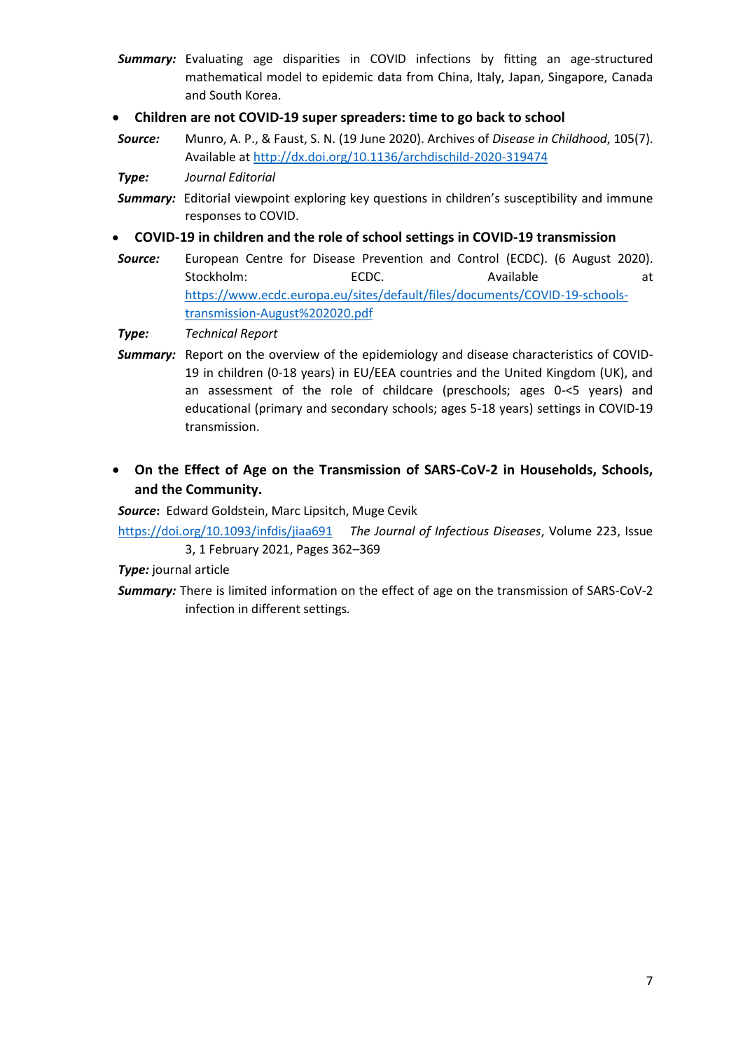***Summary:*** Evaluating age disparities in COVID infections by fitting an age-structured mathematical model to epidemic data from China, Italy, Japan, Singapore, Canada and South Korea.

- **Children are not COVID-19 super spreaders: time to go back to school**

***Source:*** Munro, A. P., & Faust, S. N. (19 June 2020). Archives of *Disease in Childhood*, 105(7). Available at http://dx.doi.org/10.1136/archdischild-2020-319474

***Type:*** *Journal Editorial*

***Summary:*** Editorial viewpoint exploring key questions in children's susceptibility and immune responses to COVID.

- **COVID-19 in children and the role of school settings in COVID-19 transmission**

***Source:*** European Centre for Disease Prevention and Control (ECDC). (6 August 2020). Stockholm: ECDC. Available at https://www.ecdc.europa.eu/sites/default/files/documents/COVID-19-schools-transmission-August%202020.pdf

***Type:*** *Technical Report*

***Summary:*** Report on the overview of the epidemiology and disease characteristics of COVID-19 in children (0-18 years) in EU/EEA countries and the United Kingdom (UK), and an assessment of the role of childcare (preschools; ages 0-<5 years) and educational (primary and secondary schools; ages 5-18 years) settings in COVID-19 transmission.

- **On the Effect of Age on the Transmission of SARS-CoV-2 in Households, Schools, and the Community.**

***Source***: Edward Goldstein, Marc Lipsitch, Muge Cevik

https://doi.org/10.1093/infdis/jiaa691 *The Journal of Infectious Diseases*, Volume 223, Issue 3, 1 February 2021, Pages 362–369

***Type:*** journal article

***Summary:*** There is limited information on the effect of age on the transmission of SARS-CoV-2 infection in different settings.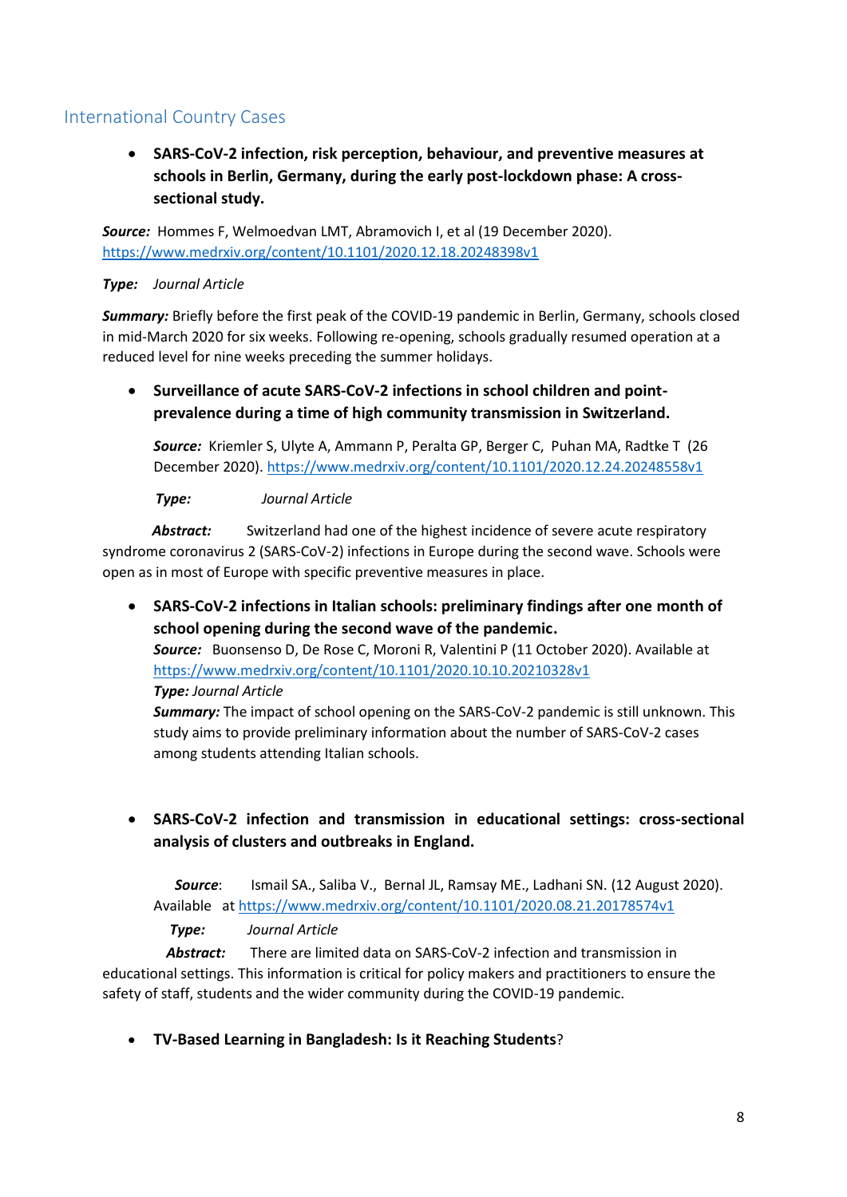## International Country Cases

- **SARS-CoV-2 infection, risk perception, behaviour, and preventive measures at schools in Berlin, Germany, during the early post-lockdown phase: A cross-sectional study.**

***Source:*** Hommes F, Welmoedvan LMT, Abramovich I, et al (19 December 2020). https://www.medrxiv.org/content/10.1101/2020.12.18.20248398v1

***Type:*** *Journal Article*

***Summary:*** Briefly before the first peak of the COVID-19 pandemic in Berlin, Germany, schools closed in mid-March 2020 for six weeks. Following re-opening, schools gradually resumed operation at a reduced level for nine weeks preceding the summer holidays.

- **Surveillance of acute SARS-CoV-2 infections in school children and point-prevalence during a time of high community transmission in Switzerland.**

***Source:*** Kriemler S, Ulyte A, Ammann P, Peralta GP, Berger C, Puhan MA, Radtke T (26 December 2020). https://www.medrxiv.org/content/10.1101/2020.12.24.20248558v1

***Type:*** *Journal Article*

***Abstract:*** Switzerland had one of the highest incidence of severe acute respiratory syndrome coronavirus 2 (SARS-CoV-2) infections in Europe during the second wave. Schools were open as in most of Europe with specific preventive measures in place.

- **SARS-CoV-2 infections in Italian schools: preliminary findings after one month of school opening during the second wave of the pandemic.**

***Source:*** Buonsenso D, De Rose C, Moroni R, Valentini P (11 October 2020). Available at https://www.medrxiv.org/content/10.1101/2020.10.10.20210328v1

***Type:*** *Journal Article*

***Summary:*** The impact of school opening on the SARS-CoV-2 pandemic is still unknown. This study aims to provide preliminary information about the number of SARS-CoV-2 cases among students attending Italian schools.

- **SARS-CoV-2 infection and transmission in educational settings: cross-sectional analysis of clusters and outbreaks in England.**

***Source***: Ismail SA., Saliba V., Bernal JL, Ramsay ME., Ladhani SN. (12 August 2020). Available at https://www.medrxiv.org/content/10.1101/2020.08.21.20178574v1

***Type:*** *Journal Article*

***Abstract:*** There are limited data on SARS-CoV-2 infection and transmission in educational settings. This information is critical for policy makers and practitioners to ensure the safety of staff, students and the wider community during the COVID-19 pandemic.

- **TV-Based Learning in Bangladesh: Is it Reaching Students**?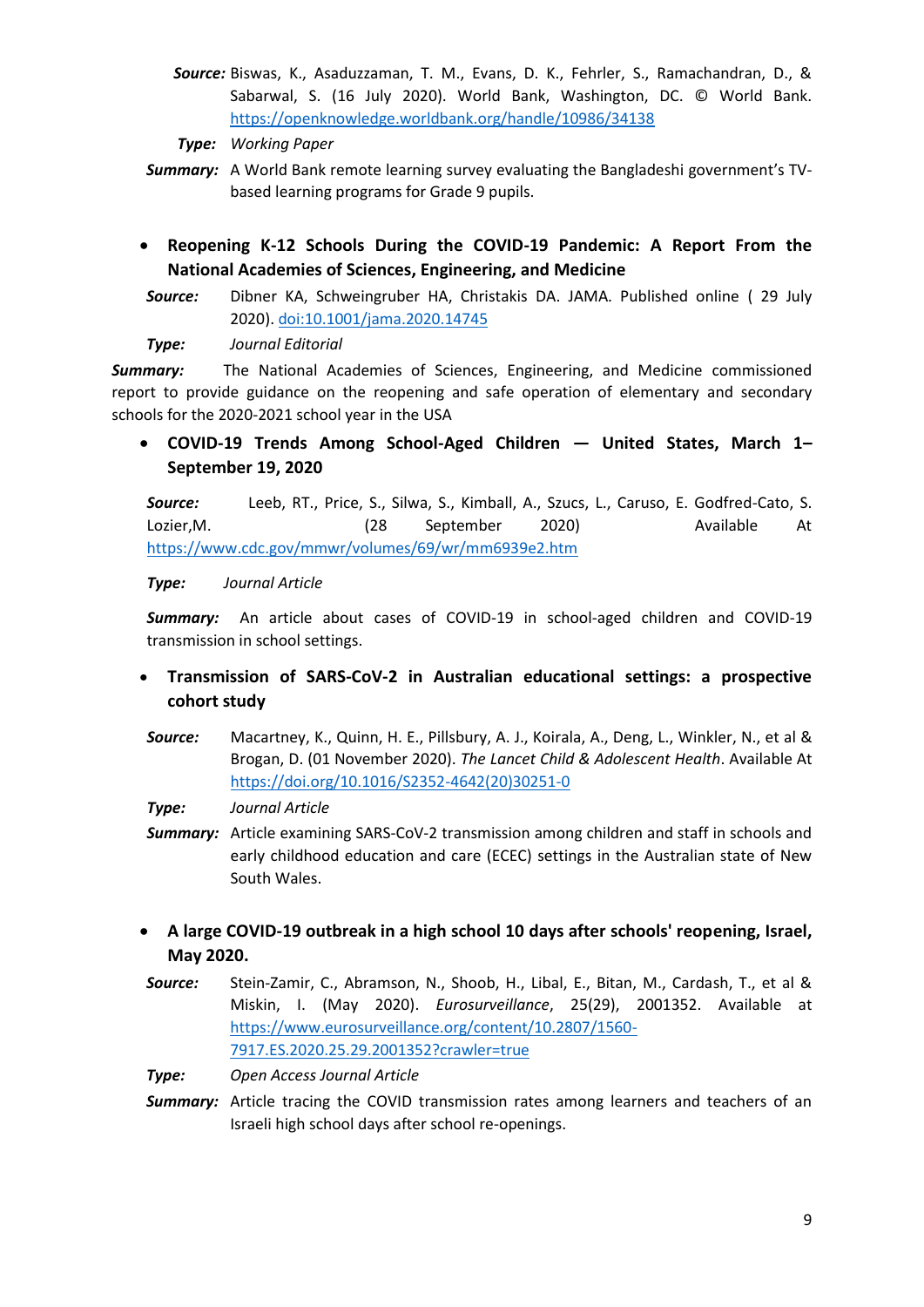**Source:** Biswas, K., Asaduzzaman, T. M., Evans, D. K., Fehrler, S., Ramachandran, D., & Sabarwal, S. (16 July 2020). World Bank, Washington, DC. © World Bank. https://openknowledge.worldbank.org/handle/10986/34138

**Type:** *Working Paper*

**Summary:** A World Bank remote learning survey evaluating the Bangladeshi government's TV-based learning programs for Grade 9 pupils.

- **Reopening K-12 Schools During the COVID-19 Pandemic: A Report From the National Academies of Sciences, Engineering, and Medicine**

**Source:** Dibner KA, Schweingruber HA, Christakis DA. JAMA. Published online ( 29 July 2020). doi:10.1001/jama.2020.14745

**Type:** *Journal Editorial*

**Summary:** The National Academies of Sciences, Engineering, and Medicine commissioned report to provide guidance on the reopening and safe operation of elementary and secondary schools for the 2020-2021 school year in the USA

- **COVID-19 Trends Among School-Aged Children — United States, March 1–September 19, 2020**

**Source:** Leeb, RT., Price, S., Silwa, S., Kimball, A., Szucs, L., Caruso, E. Godfred-Cato, S. Lozier,M. (28 September 2020) Available At https://www.cdc.gov/mmwr/volumes/69/wr/mm6939e2.htm

**Type:** *Journal Article*

**Summary:** An article about cases of COVID-19 in school-aged children and COVID-19 transmission in school settings.

- **Transmission of SARS-CoV-2 in Australian educational settings: a prospective cohort study**

**Source:** Macartney, K., Quinn, H. E., Pillsbury, A. J., Koirala, A., Deng, L., Winkler, N., et al & Brogan, D. (01 November 2020). *The Lancet Child & Adolescent Health*. Available At https://doi.org/10.1016/S2352-4642(20)30251-0

**Type:** *Journal Article*

**Summary:** Article examining SARS-CoV-2 transmission among children and staff in schools and early childhood education and care (ECEC) settings in the Australian state of New South Wales.

- **A large COVID-19 outbreak in a high school 10 days after schools' reopening, Israel, May 2020.**

**Source:** Stein-Zamir, C., Abramson, N., Shoob, H., Libal, E., Bitan, M., Cardash, T., et al & Miskin, I. (May 2020). *Eurosurveillance*, 25(29), 2001352. Available at https://www.eurosurveillance.org/content/10.2807/1560-7917.ES.2020.25.29.2001352?crawler=true

**Type:** *Open Access Journal Article*

**Summary:** Article tracing the COVID transmission rates among learners and teachers of an Israeli high school days after school re-openings.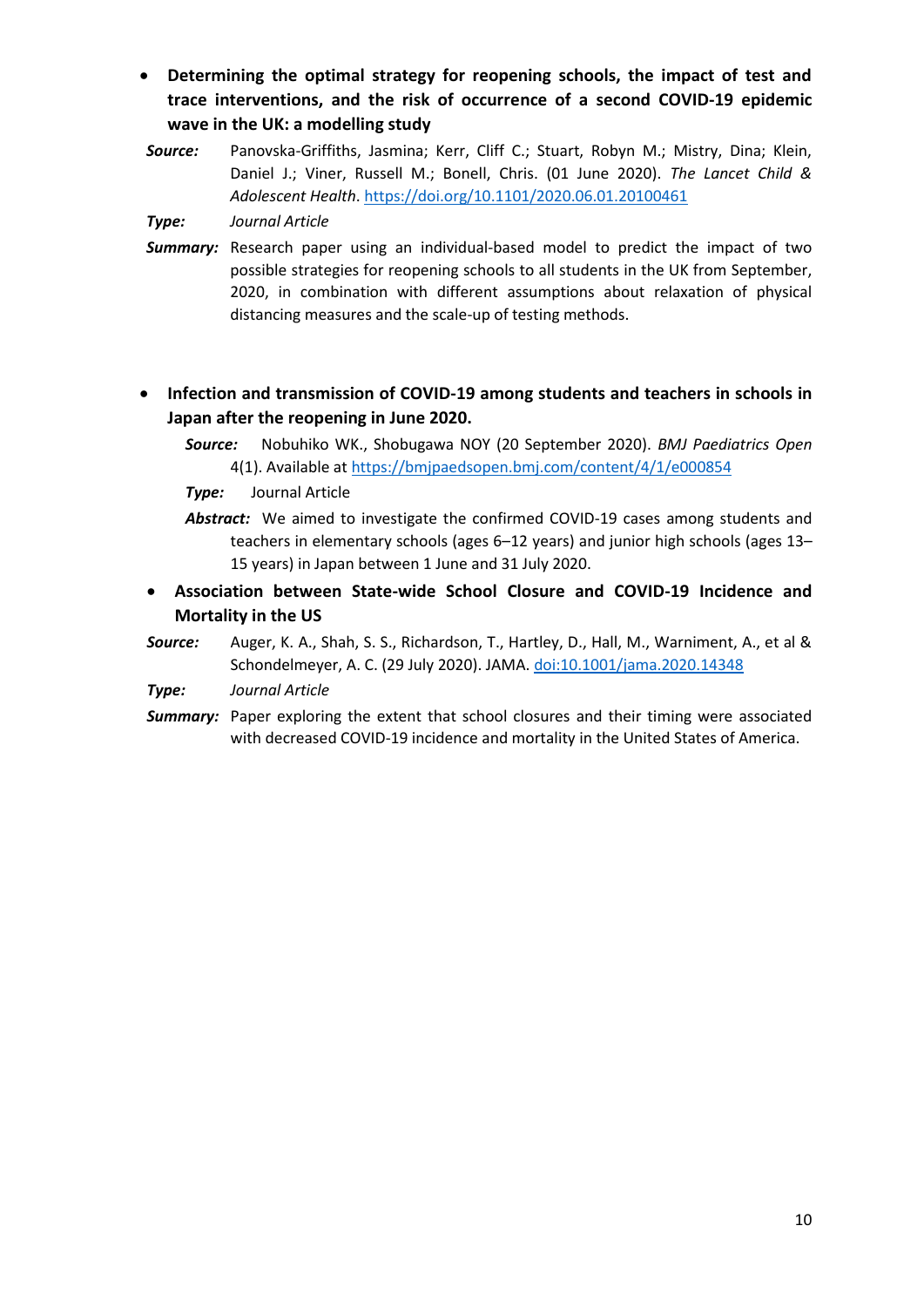- **Determining the optimal strategy for reopening schools, the impact of test and trace interventions, and the risk of occurrence of a second COVID-19 epidemic wave in the UK: a modelling study**

  ***Source:*** Panovska-Griffiths, Jasmina; Kerr, Cliff C.; Stuart, Robyn M.; Mistry, Dina; Klein, Daniel J.; Viner, Russell M.; Bonell, Chris. (01 June 2020). *The Lancet Child & Adolescent Health*. https://doi.org/10.1101/2020.06.01.20100461

  ***Type:*** *Journal Article*

  ***Summary:*** Research paper using an individual-based model to predict the impact of two possible strategies for reopening schools to all students in the UK from September, 2020, in combination with different assumptions about relaxation of physical distancing measures and the scale-up of testing methods.

- **Infection and transmission of COVID-19 among students and teachers in schools in Japan after the reopening in June 2020.**

  ***Source:*** Nobuhiko WK., Shobugawa NOY (20 September 2020). *BMJ Paediatrics Open* 4(1). Available at https://bmjpaedsopen.bmj.com/content/4/1/e000854

  ***Type:*** Journal Article

  ***Abstract:*** We aimed to investigate the confirmed COVID-19 cases among students and teachers in elementary schools (ages 6–12 years) and junior high schools (ages 13–15 years) in Japan between 1 June and 31 July 2020.

- **Association between State-wide School Closure and COVID-19 Incidence and Mortality in the US**

  ***Source:*** Auger, K. A., Shah, S. S., Richardson, T., Hartley, D., Hall, M., Warniment, A., et al & Schondelmeyer, A. C. (29 July 2020). JAMA. doi:10.1001/jama.2020.14348

  ***Type:*** *Journal Article*

  ***Summary:*** Paper exploring the extent that school closures and their timing were associated with decreased COVID-19 incidence and mortality in the United States of America.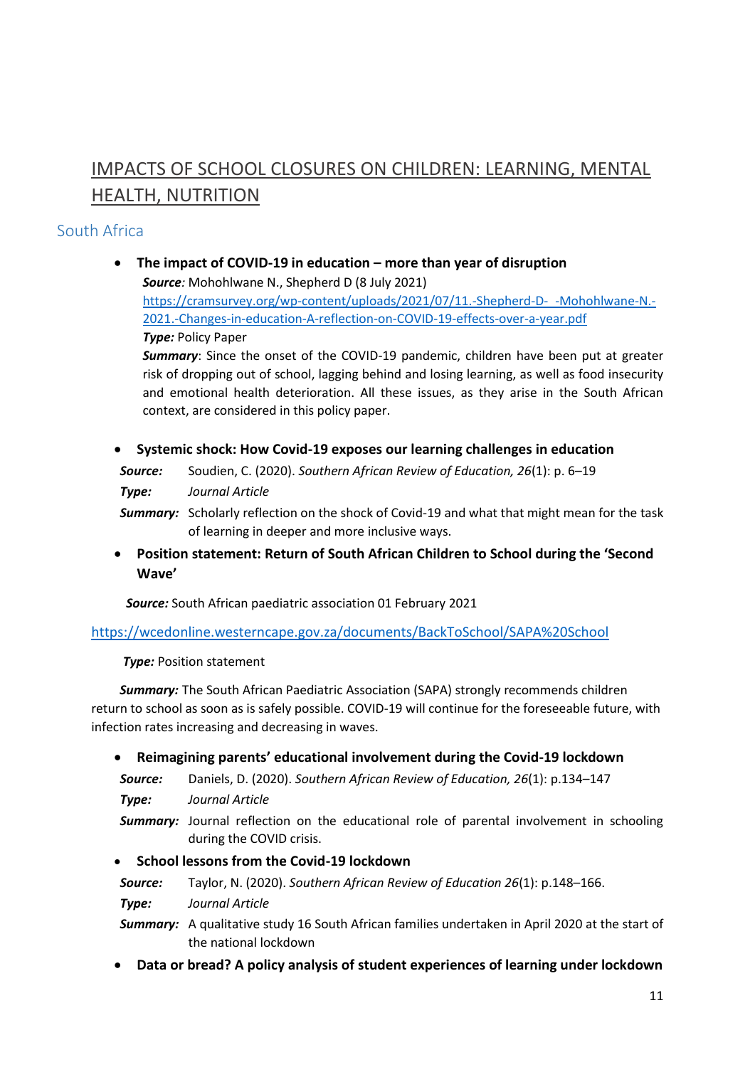# IMPACTS OF SCHOOL CLOSURES ON CHILDREN: LEARNING, MENTAL HEALTH, NUTRITION

## South Africa

- **The impact of COVID-19 in education – more than year of disruption**

  ***Source:*** Mohohlwane N., Shepherd D (8 July 2021)
  https://cramsurvey.org/wp-content/uploads/2021/07/11.-Shepherd-D-_-Mohohlwane-N.-2021.-Changes-in-education-A-reflection-on-COVID-19-effects-over-a-year.pdf

  ***Type:*** Policy Paper

  ***Summary***: Since the onset of the COVID-19 pandemic, children have been put at greater risk of dropping out of school, lagging behind and losing learning, as well as food insecurity and emotional health deterioration. All these issues, as they arise in the South African context, are considered in this policy paper.

- **Systemic shock: How Covid-19 exposes our learning challenges in education**

  ***Source:*** Soudien, C. (2020). *Southern African Review of Education, 26*(1): p. 6–19

  ***Type:*** *Journal Article*

  ***Summary:*** Scholarly reflection on the shock of Covid-19 and what that might mean for the task of learning in deeper and more inclusive ways.

- **Position statement: Return of South African Children to School during the 'Second Wave'**

  ***Source:*** South African paediatric association 01 February 2021

  https://wcedonline.westerncape.gov.za/documents/BackToSchool/SAPA%20School

  ***Type:*** Position statement

  ***Summary:*** The South African Paediatric Association (SAPA) strongly recommends children return to school as soon as is safely possible. COVID-19 will continue for the foreseeable future, with infection rates increasing and decreasing in waves.

- **Reimagining parents' educational involvement during the Covid-19 lockdown**

  ***Source:*** Daniels, D. (2020). *Southern African Review of Education, 26*(1): p.134–147

  ***Type:*** *Journal Article*

  ***Summary:*** Journal reflection on the educational role of parental involvement in schooling during the COVID crisis.

- **School lessons from the Covid-19 lockdown**

  ***Source:*** Taylor, N. (2020). *Southern African Review of Education 26*(1): p.148–166.

  ***Type:*** *Journal Article*

  ***Summary:*** A qualitative study 16 South African families undertaken in April 2020 at the start of the national lockdown

- **Data or bread? A policy analysis of student experiences of learning under lockdown**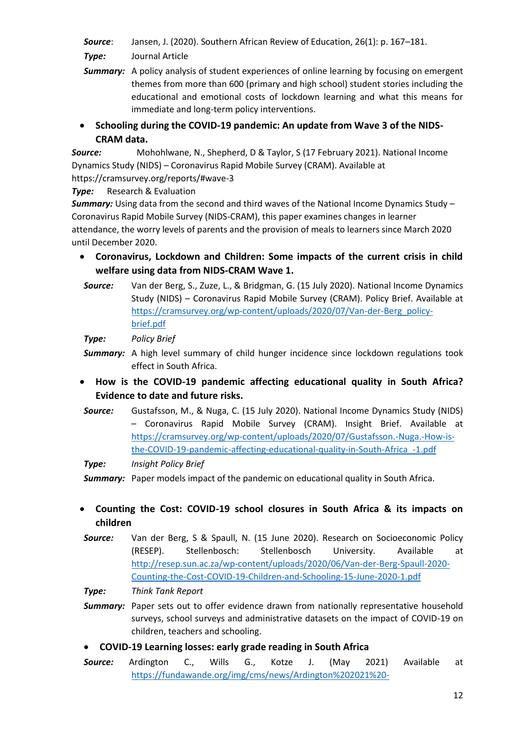**Source**: Jansen, J. (2020). Southern African Review of Education, 26(1): p. 167–181.

**Type:** Journal Article

**Summary:** A policy analysis of student experiences of online learning by focusing on emergent themes from more than 600 (primary and high school) student stories including the educational and emotional costs of lockdown learning and what this means for immediate and long-term policy interventions.

- **Schooling during the COVID-19 pandemic: An update from Wave 3 of the NIDS-CRAM data.**

**Source:** Mohohlwane, N., Shepherd, D & Taylor, S (17 February 2021). National Income Dynamics Study (NIDS) – Coronavirus Rapid Mobile Survey (CRAM). Available at https://cramsurvey.org/reports/#wave-3

**Type:** Research & Evaluation

**Summary:** Using data from the second and third waves of the National Income Dynamics Study – Coronavirus Rapid Mobile Survey (NIDS-CRAM), this paper examines changes in learner attendance, the worry levels of parents and the provision of meals to learners since March 2020 until December 2020.

- **Coronavirus, Lockdown and Children: Some impacts of the current crisis in child welfare using data from NIDS-CRAM Wave 1.**

**Source:** Van der Berg, S., Zuze, L., & Bridgman, G. (15 July 2020). National Income Dynamics Study (NIDS) – Coronavirus Rapid Mobile Survey (CRAM). Policy Brief. Available at https://cramsurvey.org/wp-content/uploads/2020/07/Van-der-Berg_policy-brief.pdf

**Type:** *Policy Brief*

**Summary:** A high level summary of child hunger incidence since lockdown regulations took effect in South Africa.

- **How is the COVID-19 pandemic affecting educational quality in South Africa? Evidence to date and future risks.**

**Source:** Gustafsson, M., & Nuga, C. (15 July 2020). National Income Dynamics Study (NIDS) – Coronavirus Rapid Mobile Survey (CRAM). Insight Brief. Available at https://cramsurvey.org/wp-content/uploads/2020/07/Gustafsson.-Nuga.-How-is-the-COVID-19-pandemic-affecting-educational-quality-in-South-Africa_-1.pdf

**Type:** *Insight Policy Brief*

**Summary:** Paper models impact of the pandemic on educational quality in South Africa.

- **Counting the Cost: COVID-19 school closures in South Africa & its impacts on children**

**Source:** Van der Berg, S & Spaull, N. (15 June 2020). Research on Socioeconomic Policy (RESEP). Stellenbosch: Stellenbosch University. Available at http://resep.sun.ac.za/wp-content/uploads/2020/06/Van-der-Berg-Spaull-2020-Counting-the-Cost-COVID-19-Children-and-Schooling-15-June-2020-1.pdf

**Type:** *Think Tank Report*

**Summary:** Paper sets out to offer evidence drawn from nationally representative household surveys, school surveys and administrative datasets on the impact of COVID-19 on children, teachers and schooling.

- **COVID-19 Learning losses: early grade reading in South Africa**

**Source:** Ardington C., Wills G., Kotze J. (May 2021) Available at https://fundawande.org/img/cms/news/Ardington%202021%20-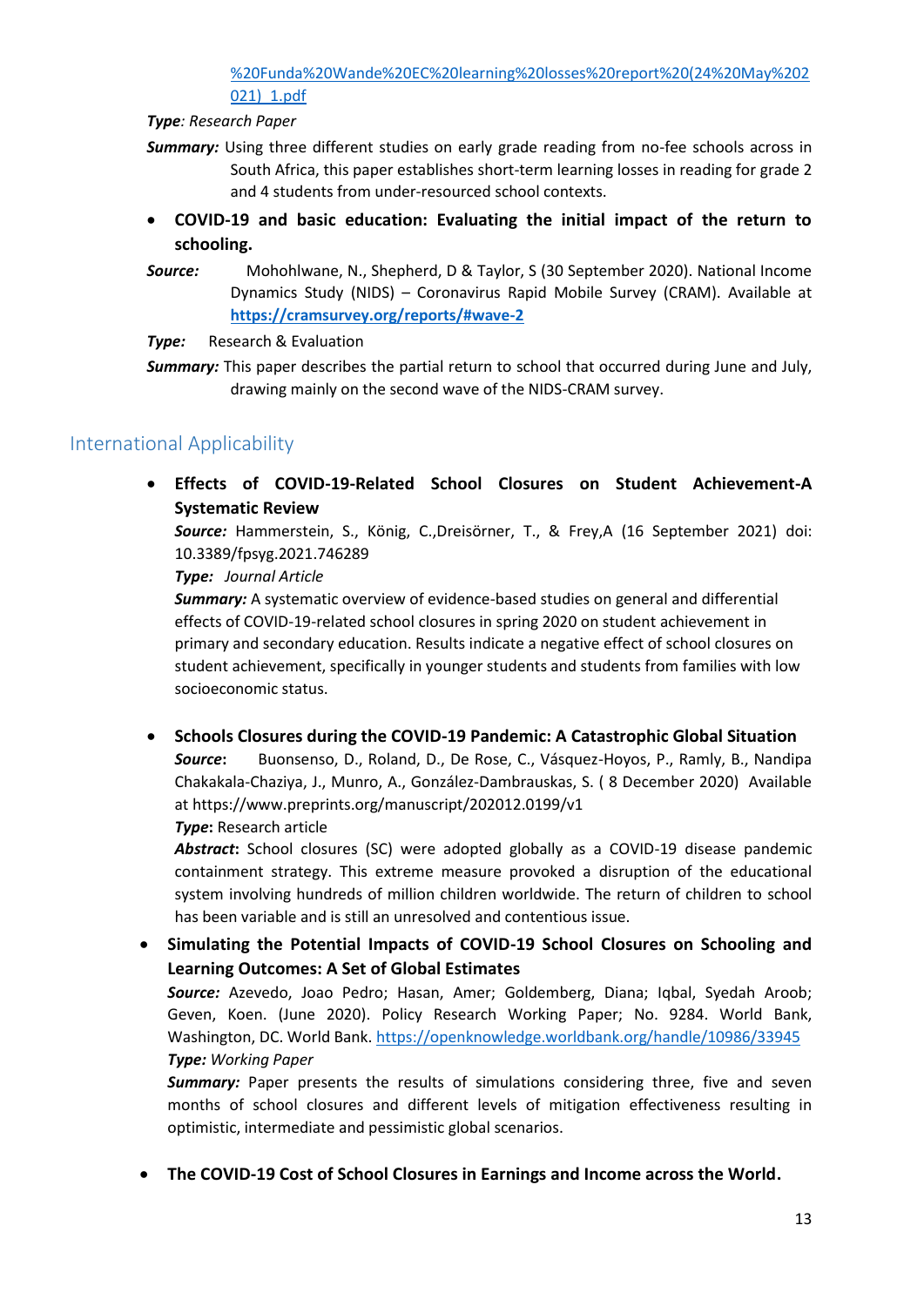%20Funda%20Wande%20EC%20learning%20losses%20report%20(24%20May%202021)_1.pdf

***Type**: Research Paper*

***Summary:*** Using three different studies on early grade reading from no-fee schools across in South Africa, this paper establishes short-term learning losses in reading for grade 2 and 4 students from under-resourced school contexts.

- **COVID-19 and basic education: Evaluating the initial impact of the return to schooling.**

***Source:*** Mohohlwane, N., Shepherd, D & Taylor, S (30 September 2020). National Income Dynamics Study (NIDS) – Coronavirus Rapid Mobile Survey (CRAM). Available at **https://cramsurvey.org/reports/#wave-2**

***Type:*** Research & Evaluation

***Summary:*** This paper describes the partial return to school that occurred during June and July, drawing mainly on the second wave of the NIDS-CRAM survey.

## International Applicability

- **Effects of COVID-19-Related School Closures on Student Achievement-A Systematic Review**

  ***Source:*** Hammerstein, S., König, C.,Dreisörner, T., & Frey,A (16 September 2021) doi: 10.3389/fpsyg.2021.746289

  ***Type:*** *Journal Article*

  ***Summary:*** A systematic overview of evidence-based studies on general and differential effects of COVID-19-related school closures in spring 2020 on student achievement in primary and secondary education. Results indicate a negative effect of school closures on student achievement, specifically in younger students and students from families with low socioeconomic status.

- **Schools Closures during the COVID-19 Pandemic: A Catastrophic Global Situation**

  ***Source*:** Buonsenso, D., Roland, D., De Rose, C., Vásquez-Hoyos, P., Ramly, B., Nandipa Chakakala-Chaziya, J., Munro, A., González-Dambrauskas, S. ( 8 December 2020) Available at https://www.preprints.org/manuscript/202012.0199/v1

  ***Type*:** Research article

  ***Abstract*:** School closures (SC) were adopted globally as a COVID-19 disease pandemic containment strategy. This extreme measure provoked a disruption of the educational system involving hundreds of million children worldwide. The return of children to school has been variable and is still an unresolved and contentious issue.

- **Simulating the Potential Impacts of COVID-19 School Closures on Schooling and Learning Outcomes: A Set of Global Estimates**

  ***Source:*** Azevedo, Joao Pedro; Hasan, Amer; Goldemberg, Diana; Iqbal, Syedah Aroob; Geven, Koen. (June 2020). Policy Research Working Paper; No. 9284. World Bank, Washington, DC. World Bank. https://openknowledge.worldbank.org/handle/10986/33945

  ***Type:*** *Working Paper*

  ***Summary:*** Paper presents the results of simulations considering three, five and seven months of school closures and different levels of mitigation effectiveness resulting in optimistic, intermediate and pessimistic global scenarios.

- **The COVID-19 Cost of School Closures in Earnings and Income across the World.**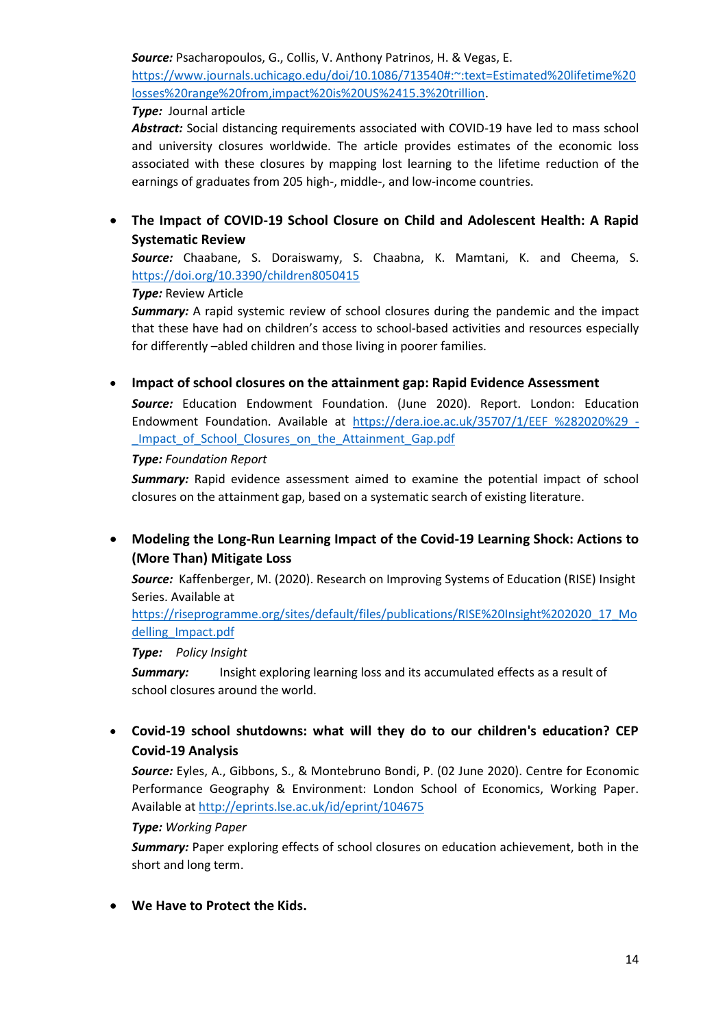***Source:*** Psacharopoulos, G., Collis, V. Anthony Patrinos, H. & Vegas, E. https://www.journals.uchicago.edu/doi/10.1086/713540#:~:text=Estimated%20lifetime%20losses%20range%20from,impact%20is%20US%2415.3%20trillion.

***Type:*** Journal article

***Abstract:*** Social distancing requirements associated with COVID-19 have led to mass school and university closures worldwide. The article provides estimates of the economic loss associated with these closures by mapping lost learning to the lifetime reduction of the earnings of graduates from 205 high-, middle-, and low-income countries.

- **The Impact of COVID-19 School Closure on Child and Adolescent Health: A Rapid Systematic Review**

  ***Source:*** Chaabane, S. Doraiswamy, S. Chaabna, K. Mamtani, K. and Cheema, S. https://doi.org/10.3390/children8050415

  ***Type:*** Review Article

  ***Summary:*** A rapid systemic review of school closures during the pandemic and the impact that these have had on children's access to school-based activities and resources especially for differently –abled children and those living in poorer families.

- **Impact of school closures on the attainment gap: Rapid Evidence Assessment**

  ***Source:*** Education Endowment Foundation. (June 2020). Report. London: Education Endowment Foundation. Available at https://dera.ioe.ac.uk/35707/1/EEF_%282020%29_-_Impact_of_School_Closures_on_the_Attainment_Gap.pdf

  ***Type:*** *Foundation Report*

  ***Summary:*** Rapid evidence assessment aimed to examine the potential impact of school closures on the attainment gap, based on a systematic search of existing literature.

- **Modeling the Long-Run Learning Impact of the Covid-19 Learning Shock: Actions to (More Than) Mitigate Loss**

  ***Source:*** Kaffenberger, M. (2020). Research on Improving Systems of Education (RISE) Insight Series. Available at https://riseprogramme.org/sites/default/files/publications/RISE%20Insight%202020_17_Modelling_Impact.pdf

  ***Type:*** *Policy Insight*

  ***Summary:*** Insight exploring learning loss and its accumulated effects as a result of school closures around the world.

- **Covid-19 school shutdowns: what will they do to our children's education? CEP Covid-19 Analysis**

  ***Source:*** Eyles, A., Gibbons, S., & Montebruno Bondi, P. (02 June 2020). Centre for Economic Performance Geography & Environment: London School of Economics, Working Paper. Available at http://eprints.lse.ac.uk/id/eprint/104675

  ***Type:*** *Working Paper*

  ***Summary:*** Paper exploring effects of school closures on education achievement, both in the short and long term.

- **We Have to Protect the Kids.**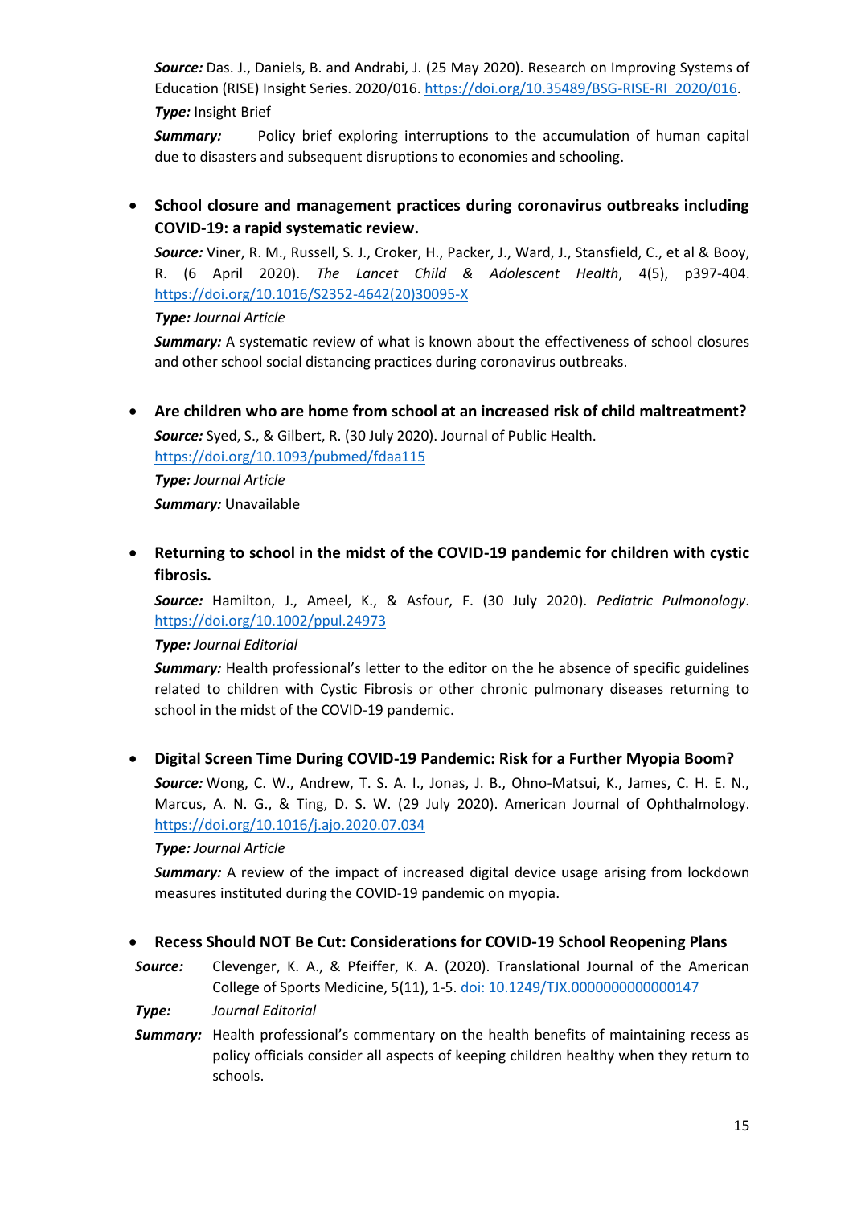***Source:*** Das. J., Daniels, B. and Andrabi, J. (25 May 2020). Research on Improving Systems of Education (RISE) Insight Series. 2020/016. https://doi.org/10.35489/BSG-RISE-RI_2020/016.

***Type:*** Insight Brief

***Summary:*** Policy brief exploring interruptions to the accumulation of human capital due to disasters and subsequent disruptions to economies and schooling.

- **School closure and management practices during coronavirus outbreaks including COVID-19: a rapid systematic review.**

  ***Source:*** Viner, R. M., Russell, S. J., Croker, H., Packer, J., Ward, J., Stansfield, C., et al & Booy, R. (6 April 2020). *The Lancet Child & Adolescent Health*, 4(5), p397-404. https://doi.org/10.1016/S2352-4642(20)30095-X

  ***Type:*** *Journal Article*

  ***Summary:*** A systematic review of what is known about the effectiveness of school closures and other school social distancing practices during coronavirus outbreaks.

- **Are children who are home from school at an increased risk of child maltreatment?**

  ***Source:*** Syed, S., & Gilbert, R. (30 July 2020). Journal of Public Health. https://doi.org/10.1093/pubmed/fdaa115

  ***Type:*** *Journal Article*

  ***Summary:*** Unavailable

- **Returning to school in the midst of the COVID-19 pandemic for children with cystic fibrosis.**

  ***Source:*** Hamilton, J., Ameel, K., & Asfour, F. (30 July 2020). *Pediatric Pulmonology*. https://doi.org/10.1002/ppul.24973

  ***Type:*** *Journal Editorial*

  ***Summary:*** Health professional's letter to the editor on the he absence of specific guidelines related to children with Cystic Fibrosis or other chronic pulmonary diseases returning to school in the midst of the COVID-19 pandemic.

- **Digital Screen Time During COVID-19 Pandemic: Risk for a Further Myopia Boom?**

  ***Source:*** Wong, C. W., Andrew, T. S. A. I., Jonas, J. B., Ohno-Matsui, K., James, C. H. E. N., Marcus, A. N. G., & Ting, D. S. W. (29 July 2020). American Journal of Ophthalmology. https://doi.org/10.1016/j.ajo.2020.07.034

  ***Type:*** *Journal Article*

  ***Summary:*** A review of the impact of increased digital device usage arising from lockdown measures instituted during the COVID-19 pandemic on myopia.

- **Recess Should NOT Be Cut: Considerations for COVID-19 School Reopening Plans**

***Source:*** Clevenger, K. A., & Pfeiffer, K. A. (2020). Translational Journal of the American College of Sports Medicine, 5(11), 1-5. doi: 10.1249/TJX.0000000000000147

***Type:*** *Journal Editorial*

***Summary:*** Health professional's commentary on the health benefits of maintaining recess as policy officials consider all aspects of keeping children healthy when they return to schools.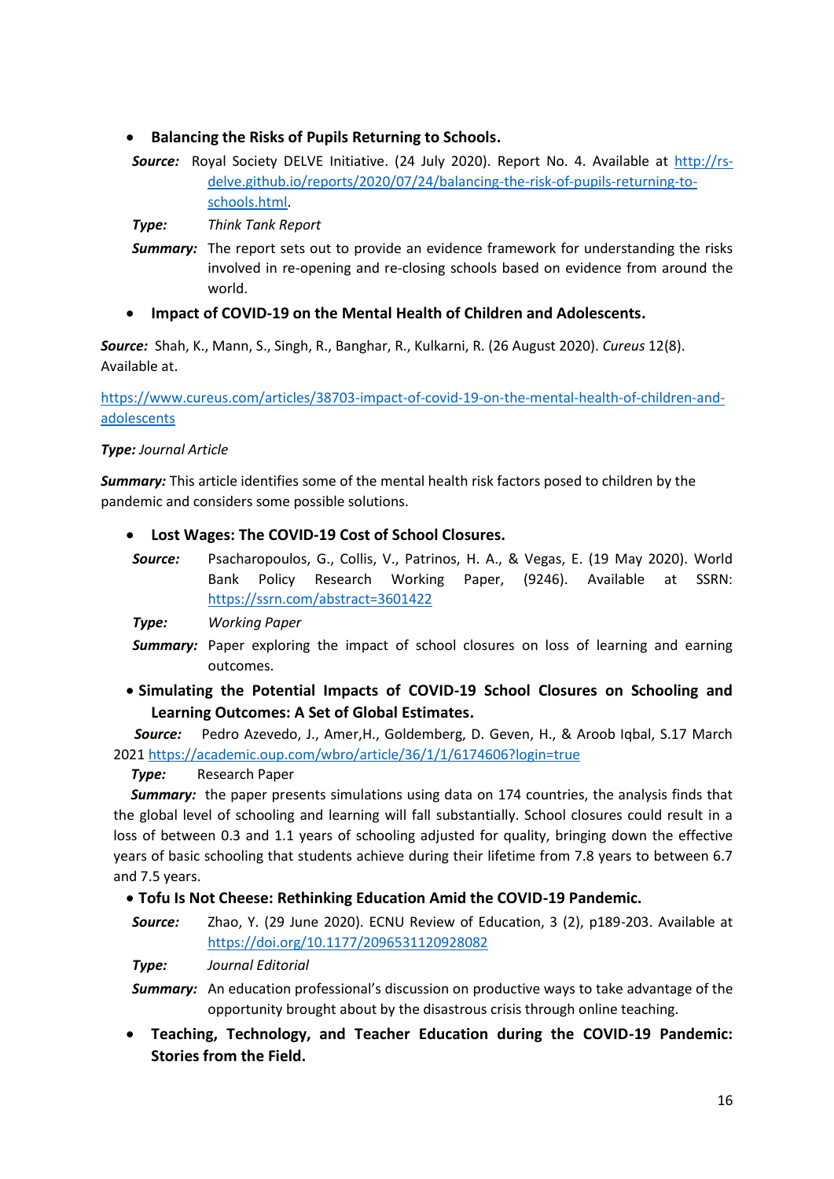- **Balancing the Risks of Pupils Returning to Schools.**

  ***Source:*** Royal Society DELVE Initiative. (24 July 2020). Report No. 4. Available at [http://rs-delve.github.io/reports/2020/07/24/balancing-the-risk-of-pupils-returning-to-schools.html](http://rs-delve.github.io/reports/2020/07/24/balancing-the-risk-of-pupils-returning-to-schools.html).

  ***Type:*** *Think Tank Report*

  ***Summary:*** The report sets out to provide an evidence framework for understanding the risks involved in re-opening and re-closing schools based on evidence from around the world.

- **Impact of COVID-19 on the Mental Health of Children and Adolescents.**

***Source:*** Shah, K., Mann, S., Singh, R., Banghar, R., Kulkarni, R. (26 August 2020). *Cureus* 12(8). Available at.

[https://www.cureus.com/articles/38703-impact-of-covid-19-on-the-mental-health-of-children-and-adolescents](https://www.cureus.com/articles/38703-impact-of-covid-19-on-the-mental-health-of-children-and-adolescents)

***Type:*** *Journal Article*

***Summary:*** This article identifies some of the mental health risk factors posed to children by the pandemic and considers some possible solutions.

- **Lost Wages: The COVID-19 Cost of School Closures.**

  ***Source:*** Psacharopoulos, G., Collis, V., Patrinos, H. A., & Vegas, E. (19 May 2020). World Bank Policy Research Working Paper, (9246). Available at SSRN: [https://ssrn.com/abstract=3601422](https://ssrn.com/abstract=3601422)

  ***Type:*** *Working Paper*

  ***Summary:*** Paper exploring the impact of school closures on loss of learning and earning outcomes.

- **Simulating the Potential Impacts of COVID-19 School Closures on Schooling and Learning Outcomes: A Set of Global Estimates.**

  ***Source:*** Pedro Azevedo, J., Amer,H., Goldemberg, D. Geven, H., & Aroob Iqbal, S.17 March 2021 [https://academic.oup.com/wbro/article/36/1/1/6174606?login=true](https://academic.oup.com/wbro/article/36/1/1/6174606?login=true)

  ***Type:*** Research Paper

  ***Summary:*** the paper presents simulations using data on 174 countries, the analysis finds that the global level of schooling and learning will fall substantially. School closures could result in a loss of between 0.3 and 1.1 years of schooling adjusted for quality, bringing down the effective years of basic schooling that students achieve during their lifetime from 7.8 years to between 6.7 and 7.5 years.

- **Tofu Is Not Cheese: Rethinking Education Amid the COVID-19 Pandemic.**

  ***Source:*** Zhao, Y. (29 June 2020). ECNU Review of Education, 3 (2), p189-203. Available at [https://doi.org/10.1177/2096531120928082](https://doi.org/10.1177/2096531120928082)

  ***Type:*** *Journal Editorial*

  ***Summary:*** An education professional's discussion on productive ways to take advantage of the opportunity brought about by the disastrous crisis through online teaching.

- **Teaching, Technology, and Teacher Education during the COVID-19 Pandemic: Stories from the Field.**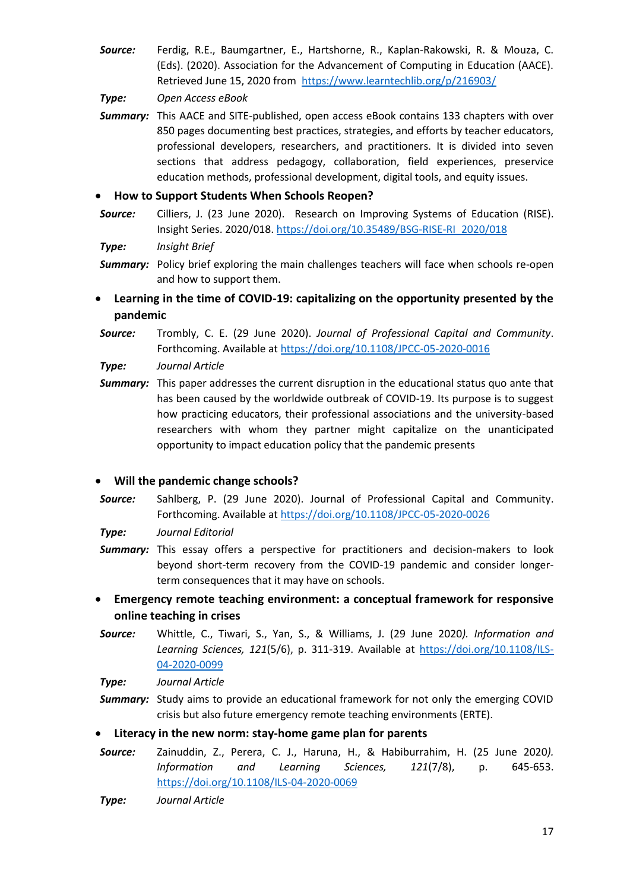**Source:** Ferdig, R.E., Baumgartner, E., Hartshorne, R., Kaplan-Rakowski, R. & Mouza, C. (Eds). (2020). Association for the Advancement of Computing in Education (AACE). Retrieved June 15, 2020 from https://www.learntechlib.org/p/216903/

**Type:** *Open Access eBook*

**Summary:** This AACE and SITE-published, open access eBook contains 133 chapters with over 850 pages documenting best practices, strategies, and efforts by teacher educators, professional developers, researchers, and practitioners. It is divided into seven sections that address pedagogy, collaboration, field experiences, preservice education methods, professional development, digital tools, and equity issues.

- **How to Support Students When Schools Reopen?**

**Source:** Cilliers, J. (23 June 2020). Research on Improving Systems of Education (RISE). Insight Series. 2020/018. https://doi.org/10.35489/BSG-RISE-RI_2020/018

**Type:** *Insight Brief*

**Summary:** Policy brief exploring the main challenges teachers will face when schools re-open and how to support them.

- **Learning in the time of COVID-19: capitalizing on the opportunity presented by the pandemic**

**Source:** Trombly, C. E. (29 June 2020). *Journal of Professional Capital and Community*. Forthcoming. Available at https://doi.org/10.1108/JPCC-05-2020-0016

**Type:** *Journal Article*

**Summary:** This paper addresses the current disruption in the educational status quo ante that has been caused by the worldwide outbreak of COVID-19. Its purpose is to suggest how practicing educators, their professional associations and the university-based researchers with whom they partner might capitalize on the unanticipated opportunity to impact education policy that the pandemic presents

- **Will the pandemic change schools?**

**Source:** Sahlberg, P. (29 June 2020). Journal of Professional Capital and Community. Forthcoming. Available at https://doi.org/10.1108/JPCC-05-2020-0026

**Type:** *Journal Editorial*

**Summary:** This essay offers a perspective for practitioners and decision-makers to look beyond short-term recovery from the COVID-19 pandemic and consider longer-term consequences that it may have on schools.

- **Emergency remote teaching environment: a conceptual framework for responsive online teaching in crises**

**Source:** Whittle, C., Tiwari, S., Yan, S., & Williams, J. (29 June 2020*). Information and Learning Sciences, 121*(5/6), p. 311-319. Available at https://doi.org/10.1108/ILS-04-2020-0099

**Type:** *Journal Article*

**Summary:** Study aims to provide an educational framework for not only the emerging COVID crisis but also future emergency remote teaching environments (ERTE).

- **Literacy in the new norm: stay-home game plan for parents**

**Source:** Zainuddin, Z., Perera, C. J., Haruna, H., & Habiburrahim, H. (25 June 2020*). Information and Learning Sciences, 121*(7/8), p. 645-653. https://doi.org/10.1108/ILS-04-2020-0069

**Type:** *Journal Article*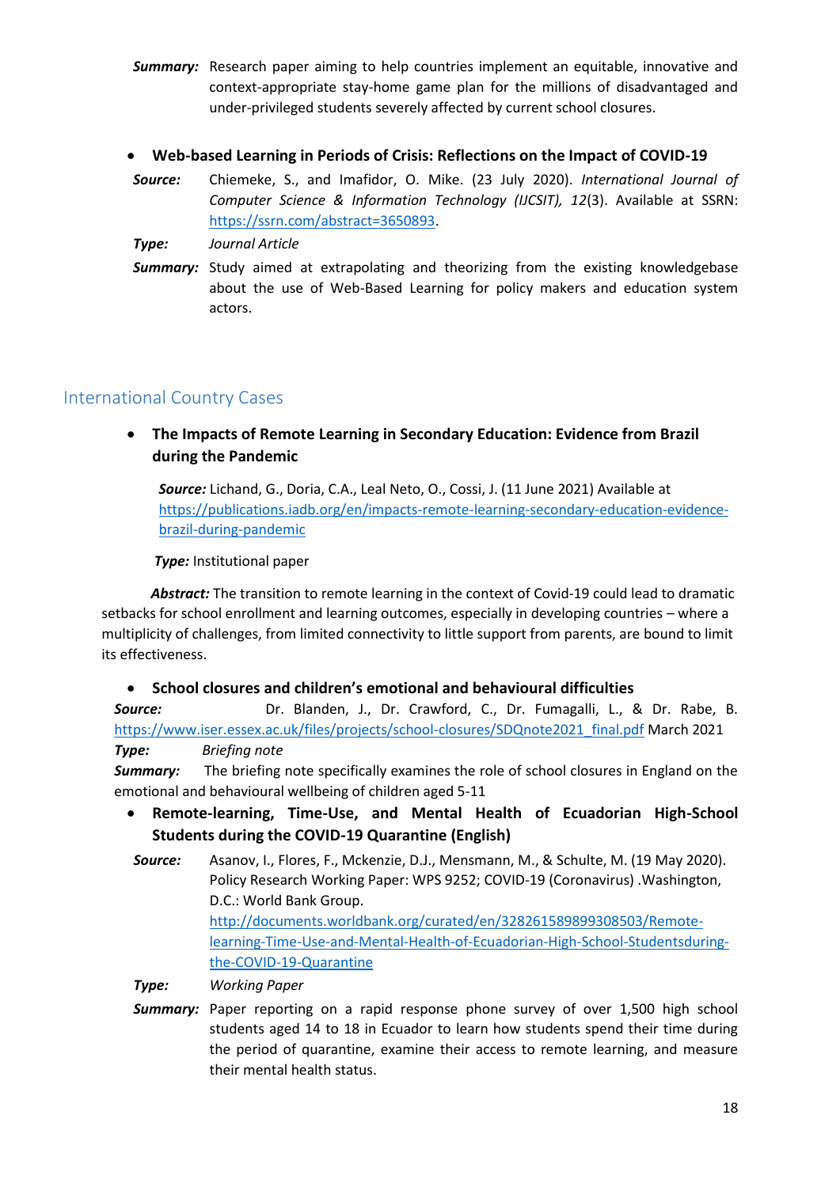**Summary:** Research paper aiming to help countries implement an equitable, innovative and context-appropriate stay-home game plan for the millions of disadvantaged and under-privileged students severely affected by current school closures.

- **Web-based Learning in Periods of Crisis: Reflections on the Impact of COVID-19**

**Source:** Chiemeke, S., and Imafidor, O. Mike. (23 July 2020). *International Journal of Computer Science & Information Technology (IJCSIT), 12*(3). Available at SSRN: https://ssrn.com/abstract=3650893.

**Type:** *Journal Article*

**Summary:** Study aimed at extrapolating and theorizing from the existing knowledgebase about the use of Web-Based Learning for policy makers and education system actors.

## International Country Cases

- **The Impacts of Remote Learning in Secondary Education: Evidence from Brazil during the Pandemic**

***Source:*** Lichand, G., Doria, C.A., Leal Neto, O., Cossi, J. (11 June 2021) Available at https://publications.iadb.org/en/impacts-remote-learning-secondary-education-evidence-brazil-during-pandemic

***Type:*** Institutional paper

***Abstract:*** The transition to remote learning in the context of Covid-19 could lead to dramatic setbacks for school enrollment and learning outcomes, especially in developing countries – where a multiplicity of challenges, from limited connectivity to little support from parents, are bound to limit its effectiveness.

- **School closures and children's emotional and behavioural difficulties**

**Source:** Dr. Blanden, J., Dr. Crawford, C., Dr. Fumagalli, L., & Dr. Rabe, B. https://www.iser.essex.ac.uk/files/projects/school-closures/SDQnote2021_final.pdf March 2021

**Type:** *Briefing note*

**Summary:** The briefing note specifically examines the role of school closures in England on the emotional and behavioural wellbeing of children aged 5-11

- **Remote-learning, Time-Use, and Mental Health of Ecuadorian High-School Students during the COVID-19 Quarantine (English)**

**Source:** Asanov, I., Flores, F., Mckenzie, D.J., Mensmann, M., & Schulte, M. (19 May 2020). Policy Research Working Paper: WPS 9252; COVID-19 (Coronavirus) .Washington, D.C.: World Bank Group. http://documents.worldbank.org/curated/en/328261589899308503/Remote-learning-Time-Use-and-Mental-Health-of-Ecuadorian-High-School-Studentsduring-the-COVID-19-Quarantine

**Type:** *Working Paper*

**Summary:** Paper reporting on a rapid response phone survey of over 1,500 high school students aged 14 to 18 in Ecuador to learn how students spend their time during the period of quarantine, examine their access to remote learning, and measure their mental health status.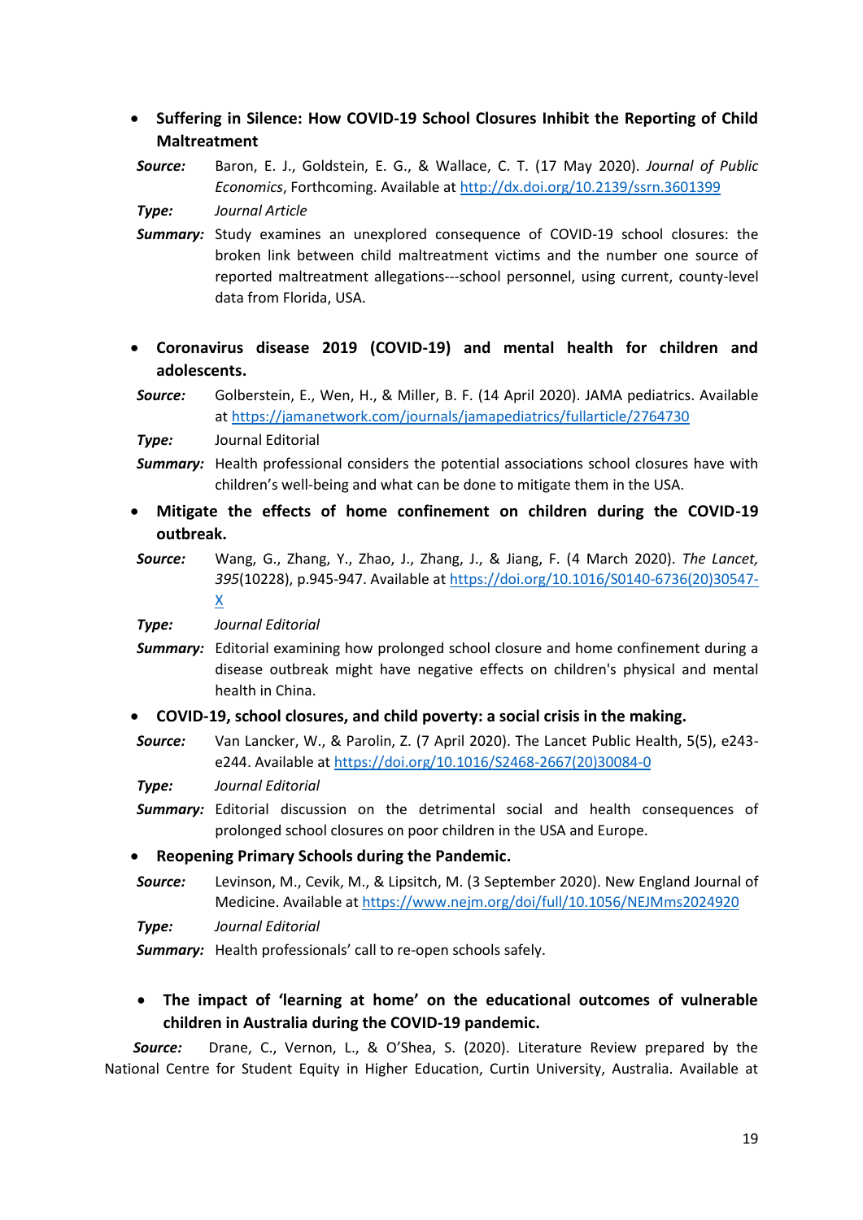- **Suffering in Silence: How COVID-19 School Closures Inhibit the Reporting of Child Maltreatment**

***Source:*** Baron, E. J., Goldstein, E. G., & Wallace, C. T. (17 May 2020). *Journal of Public Economics*, Forthcoming. Available at http://dx.doi.org/10.2139/ssrn.3601399

***Type:*** *Journal Article*

***Summary:*** Study examines an unexplored consequence of COVID-19 school closures: the broken link between child maltreatment victims and the number one source of reported maltreatment allegations---school personnel, using current, county-level data from Florida, USA.

- **Coronavirus disease 2019 (COVID-19) and mental health for children and adolescents.**

***Source:*** Golberstein, E., Wen, H., & Miller, B. F. (14 April 2020). JAMA pediatrics. Available at https://jamanetwork.com/journals/jamapediatrics/fullarticle/2764730

***Type:*** Journal Editorial

***Summary:*** Health professional considers the potential associations school closures have with children's well-being and what can be done to mitigate them in the USA.

- **Mitigate the effects of home confinement on children during the COVID-19 outbreak.**

***Source:*** Wang, G., Zhang, Y., Zhao, J., Zhang, J., & Jiang, F. (4 March 2020). *The Lancet, 395*(10228), p.945-947. Available at https://doi.org/10.1016/S0140-6736(20)30547-X

***Type:*** *Journal Editorial*

***Summary:*** Editorial examining how prolonged school closure and home confinement during a disease outbreak might have negative effects on children's physical and mental health in China.

- **COVID-19, school closures, and child poverty: a social crisis in the making.**

***Source:*** Van Lancker, W., & Parolin, Z. (7 April 2020). The Lancet Public Health, 5(5), e243-e244. Available at https://doi.org/10.1016/S2468-2667(20)30084-0

***Type:*** *Journal Editorial*

***Summary:*** Editorial discussion on the detrimental social and health consequences of prolonged school closures on poor children in the USA and Europe.

- **Reopening Primary Schools during the Pandemic.**

***Source:*** Levinson, M., Cevik, M., & Lipsitch, M. (3 September 2020). New England Journal of Medicine. Available at https://www.nejm.org/doi/full/10.1056/NEJMms2024920

***Type:*** *Journal Editorial*

***Summary:*** Health professionals' call to re-open schools safely.

- **The impact of 'learning at home' on the educational outcomes of vulnerable children in Australia during the COVID-19 pandemic.**

***Source:*** Drane, C., Vernon, L., & O'Shea, S. (2020). Literature Review prepared by the National Centre for Student Equity in Higher Education, Curtin University, Australia. Available at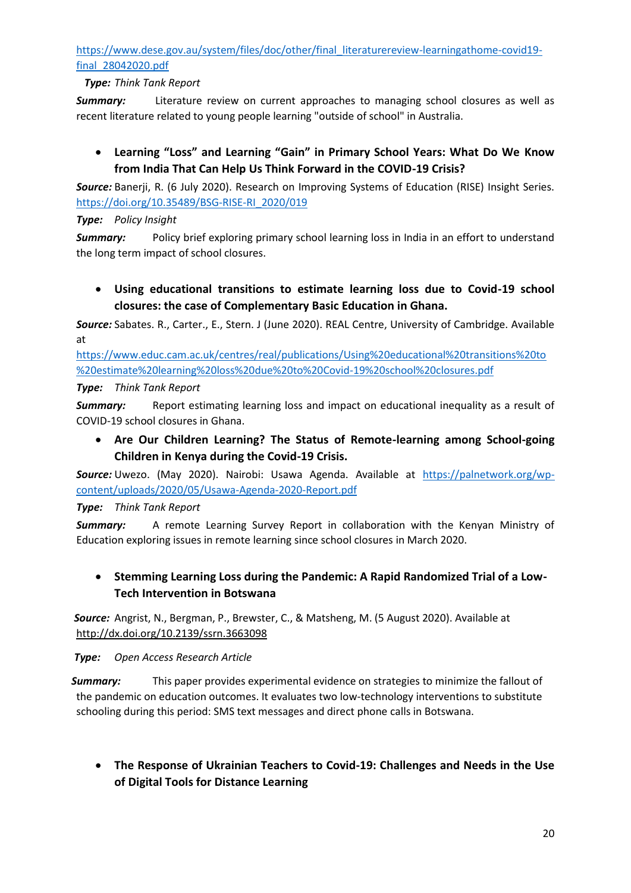https://www.dese.gov.au/system/files/doc/other/final_literaturereview-learningathome-covid19-final_28042020.pdf

***Type:*** *Think Tank Report*

***Summary:*** Literature review on current approaches to managing school closures as well as recent literature related to young people learning "outside of school" in Australia.

- **Learning "Loss" and Learning "Gain" in Primary School Years: What Do We Know from India That Can Help Us Think Forward in the COVID-19 Crisis?**

***Source:*** Banerji, R. (6 July 2020). Research on Improving Systems of Education (RISE) Insight Series. https://doi.org/10.35489/BSG-RISE-RI_2020/019

***Type:*** *Policy Insight*

***Summary:*** Policy brief exploring primary school learning loss in India in an effort to understand the long term impact of school closures.

- **Using educational transitions to estimate learning loss due to Covid-19 school closures: the case of Complementary Basic Education in Ghana.**

***Source:*** Sabates. R., Carter., E., Stern. J (June 2020). REAL Centre, University of Cambridge. Available at https://www.educ.cam.ac.uk/centres/real/publications/Using%20educational%20transitions%20to%20estimate%20learning%20loss%20due%20to%20Covid-19%20school%20closures.pdf

***Type:*** *Think Tank Report*

***Summary:*** Report estimating learning loss and impact on educational inequality as a result of COVID-19 school closures in Ghana.

- **Are Our Children Learning? The Status of Remote-learning among School-going Children in Kenya during the Covid-19 Crisis.**

***Source:*** Uwezo. (May 2020). Nairobi: Usawa Agenda. Available at https://palnetwork.org/wp-content/uploads/2020/05/Usawa-Agenda-2020-Report.pdf

***Type:*** *Think Tank Report*

***Summary:*** A remote Learning Survey Report in collaboration with the Kenyan Ministry of Education exploring issues in remote learning since school closures in March 2020.

- **Stemming Learning Loss during the Pandemic: A Rapid Randomized Trial of a Low-Tech Intervention in Botswana**

***Source:*** Angrist, N., Bergman, P., Brewster, C., & Matsheng, M. (5 August 2020). Available at http://dx.doi.org/10.2139/ssrn.3663098

***Type:*** *Open Access Research Article*

***Summary:*** This paper provides experimental evidence on strategies to minimize the fallout of the pandemic on education outcomes. It evaluates two low-technology interventions to substitute schooling during this period: SMS text messages and direct phone calls in Botswana.

- **The Response of Ukrainian Teachers to Covid-19: Challenges and Needs in the Use of Digital Tools for Distance Learning**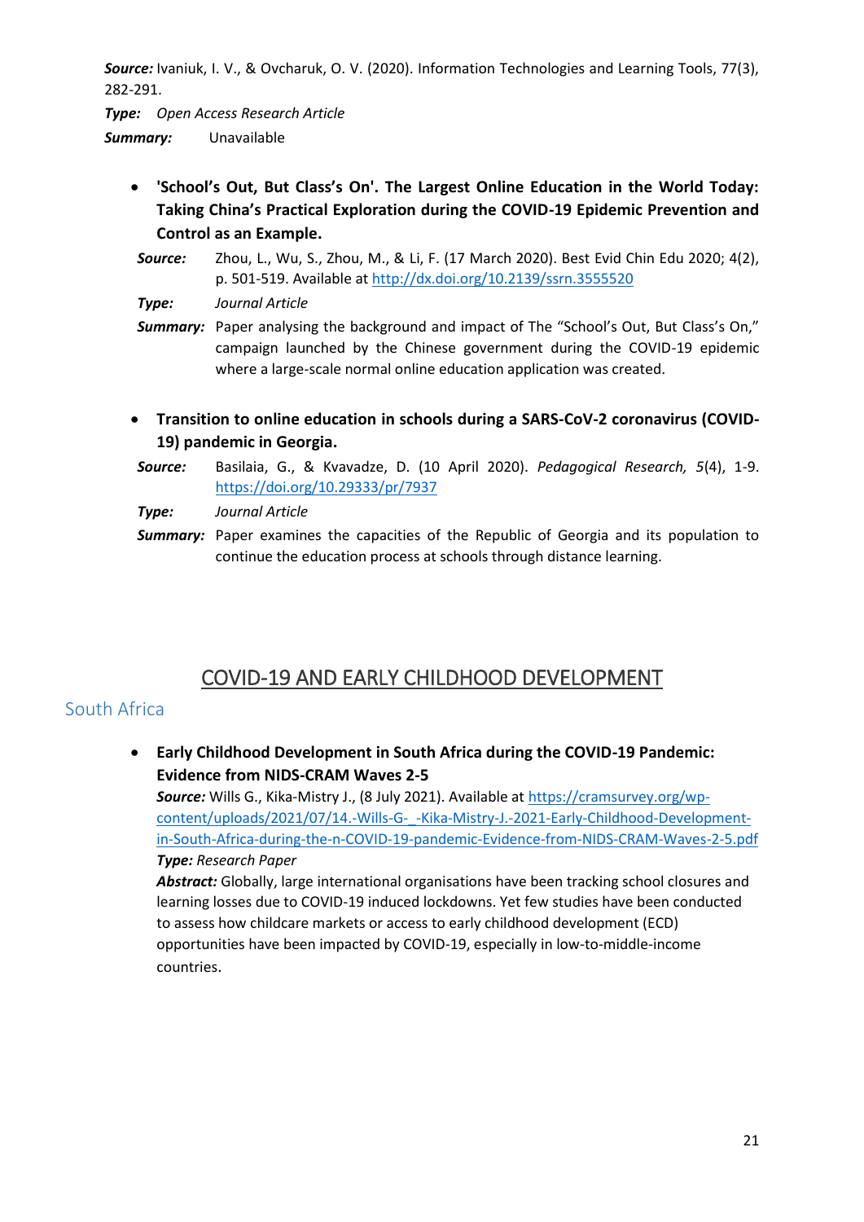**Source:** Ivaniuk, I. V., & Ovcharuk, O. V. (2020). Information Technologies and Learning Tools, 77(3), 282-291.

**Type:** *Open Access Research Article*

**Summary:** Unavailable

- **'School's Out, But Class's On'. The Largest Online Education in the World Today: Taking China's Practical Exploration during the COVID-19 Epidemic Prevention and Control as an Example.**

  **Source:** Zhou, L., Wu, S., Zhou, M., & Li, F. (17 March 2020). Best Evid Chin Edu 2020; 4(2), p. 501-519. Available at http://dx.doi.org/10.2139/ssrn.3555520

  **Type:** *Journal Article*

  **Summary:** Paper analysing the background and impact of The "School's Out, But Class's On," campaign launched by the Chinese government during the COVID-19 epidemic where a large-scale normal online education application was created.

- **Transition to online education in schools during a SARS-CoV-2 coronavirus (COVID-19) pandemic in Georgia.**

  **Source:** Basilaia, G., & Kvavadze, D. (10 April 2020). *Pedagogical Research, 5*(4), 1-9. https://doi.org/10.29333/pr/7937

  **Type:** *Journal Article*

  **Summary:** Paper examines the capacities of the Republic of Georgia and its population to continue the education process at schools through distance learning.

# COVID-19 AND EARLY CHILDHOOD DEVELOPMENT

## South Africa

- **Early Childhood Development in South Africa during the COVID-19 Pandemic: Evidence from NIDS-CRAM Waves 2-5**

  **Source:** Wills G., Kika-Mistry J., (8 July 2021). Available at https://cramsurvey.org/wp-content/uploads/2021/07/14.-Wills-G-_-Kika-Mistry-J.-2021-Early-Childhood-Development-in-South-Africa-during-the-n-COVID-19-pandemic-Evidence-from-NIDS-CRAM-Waves-2-5.pdf

  **Type:** *Research Paper*

  **Abstract:** Globally, large international organisations have been tracking school closures and learning losses due to COVID-19 induced lockdowns. Yet few studies have been conducted to assess how childcare markets or access to early childhood development (ECD) opportunities have been impacted by COVID-19, especially in low-to-middle-income countries.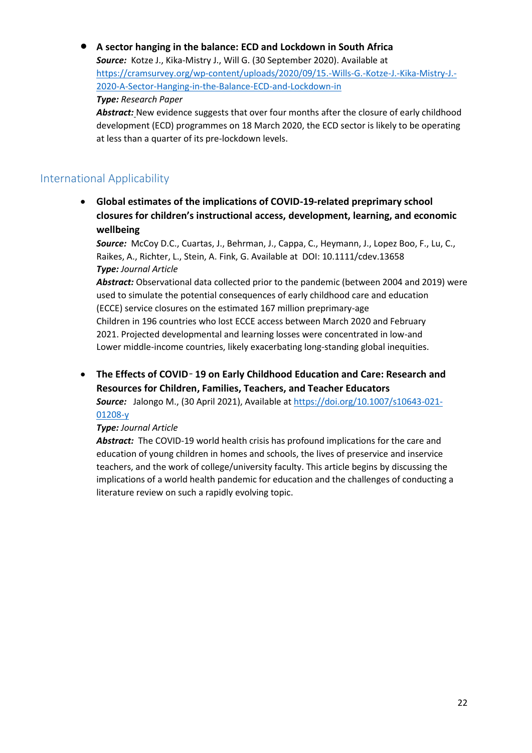- **A sector hanging in the balance: ECD and Lockdown in South Africa**
  ***Source:*** Kotze J., Kika-Mistry J., Will G. (30 September 2020). Available at [https://cramsurvey.org/wp-content/uploads/2020/09/15.-Wills-G.-Kotze-J.-Kika-Mistry-J.-2020-A-Sector-Hanging-in-the-Balance-ECD-and-Lockdown-in](https://cramsurvey.org/wp-content/uploads/2020/09/15.-Wills-G.-Kotze-J.-Kika-Mistry-J.-2020-A-Sector-Hanging-in-the-Balance-ECD-and-Lockdown-in)
  ***Type:*** *Research Paper*
  ***Abstract:*** New evidence suggests that over four months after the closure of early childhood development (ECD) programmes on 18 March 2020, the ECD sector is likely to be operating at less than a quarter of its pre-lockdown levels.

## International Applicability

- **Global estimates of the implications of COVID-19-related preprimary school closures for children's instructional access, development, learning, and economic wellbeing**
  ***Source:*** McCoy D.C., Cuartas, J., Behrman, J., Cappa, C., Heymann, J., Lopez Boo, F., Lu, C., Raikes, A., Richter, L., Stein, A. Fink, G. Available at DOI: 10.1111/cdev.13658
  ***Type:*** *Journal Article*
  ***Abstract:*** Observational data collected prior to the pandemic (between 2004 and 2019) were used to simulate the potential consequences of early childhood care and education (ECCE) service closures on the estimated 167 million preprimary-age Children in 196 countries who lost ECCE access between March 2020 and February 2021. Projected developmental and learning losses were concentrated in low-and Lower middle-income countries, likely exacerbating long-standing global inequities.

- **The Effects of COVID‑19 on Early Childhood Education and Care: Research and Resources for Children, Families, Teachers, and Teacher Educators**
  ***Source:*** Jalongo M., (30 April 2021), Available at [https://doi.org/10.1007/s10643-021-01208-y](https://doi.org/10.1007/s10643-021-01208-y)
  ***Type:*** *Journal Article*
  ***Abstract:*** The COVID-19 world health crisis has profound implications for the care and education of young children in homes and schools, the lives of preservice and inservice teachers, and the work of college/university faculty. This article begins by discussing the implications of a world health pandemic for education and the challenges of conducting a literature review on such a rapidly evolving topic.